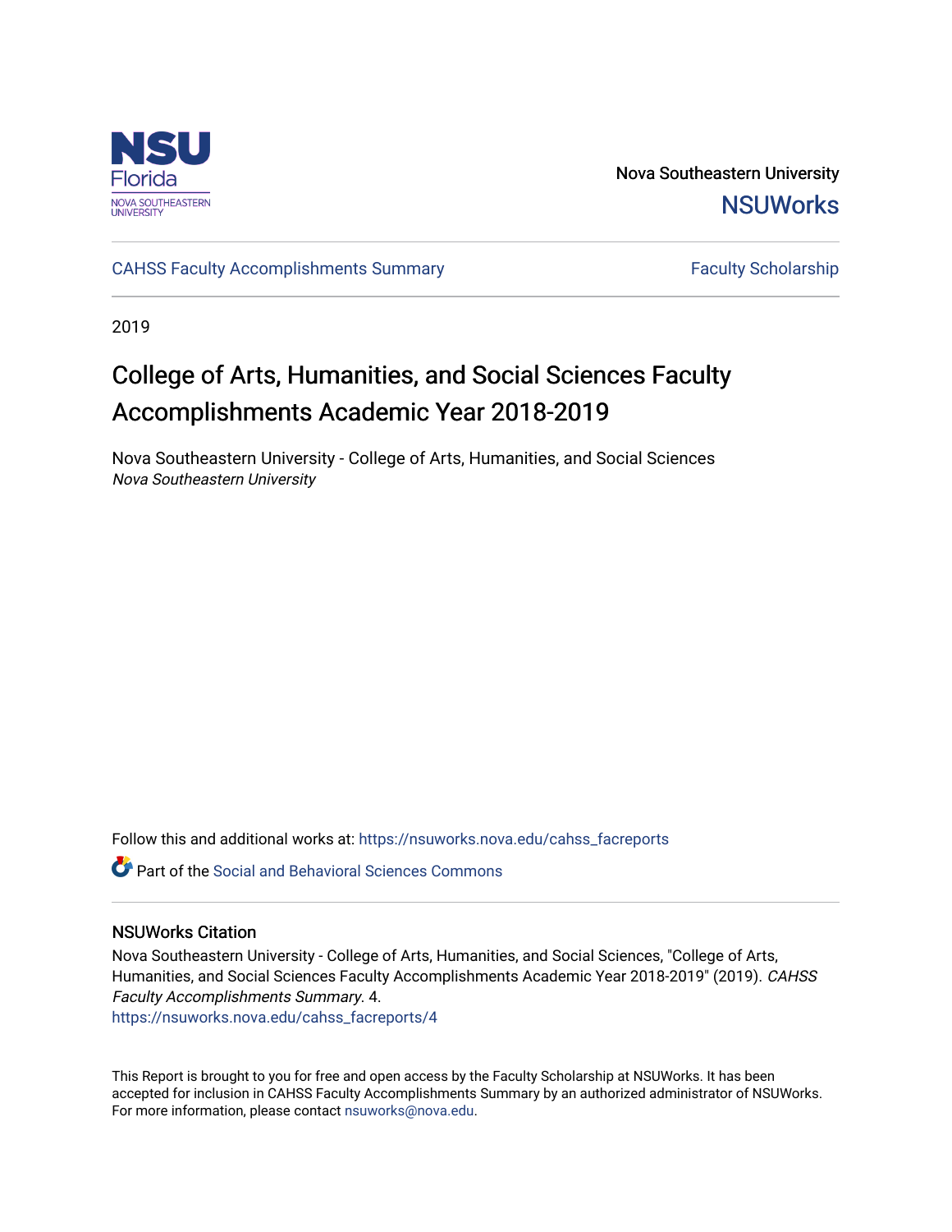Nova Southeastern University

NSUWorks

CAHSS Faculty Accomplishments Summary

Faculty Scholarship

2019

# College of Arts, Humanities, and Social Sciences Faculty Accomplishments Academic Year 2018-2019

Nova Southeastern University - College of Arts, Humanities, and Social Sciences
*Nova Southeastern University*

Follow this and additional works at: https://nsuworks.nova.edu/cahss_facreports

Part of the Social and Behavioral Sciences Commons

## NSUWorks Citation

Nova Southeastern University - College of Arts, Humanities, and Social Sciences, "College of Arts, Humanities, and Social Sciences Faculty Accomplishments Academic Year 2018-2019" (2019). *CAHSS Faculty Accomplishments Summary*. 4.
https://nsuworks.nova.edu/cahss_facreports/4

This Report is brought to you for free and open access by the Faculty Scholarship at NSUWorks. It has been accepted for inclusion in CAHSS Faculty Accomplishments Summary by an authorized administrator of NSUWorks. For more information, please contact nsuworks@nova.edu.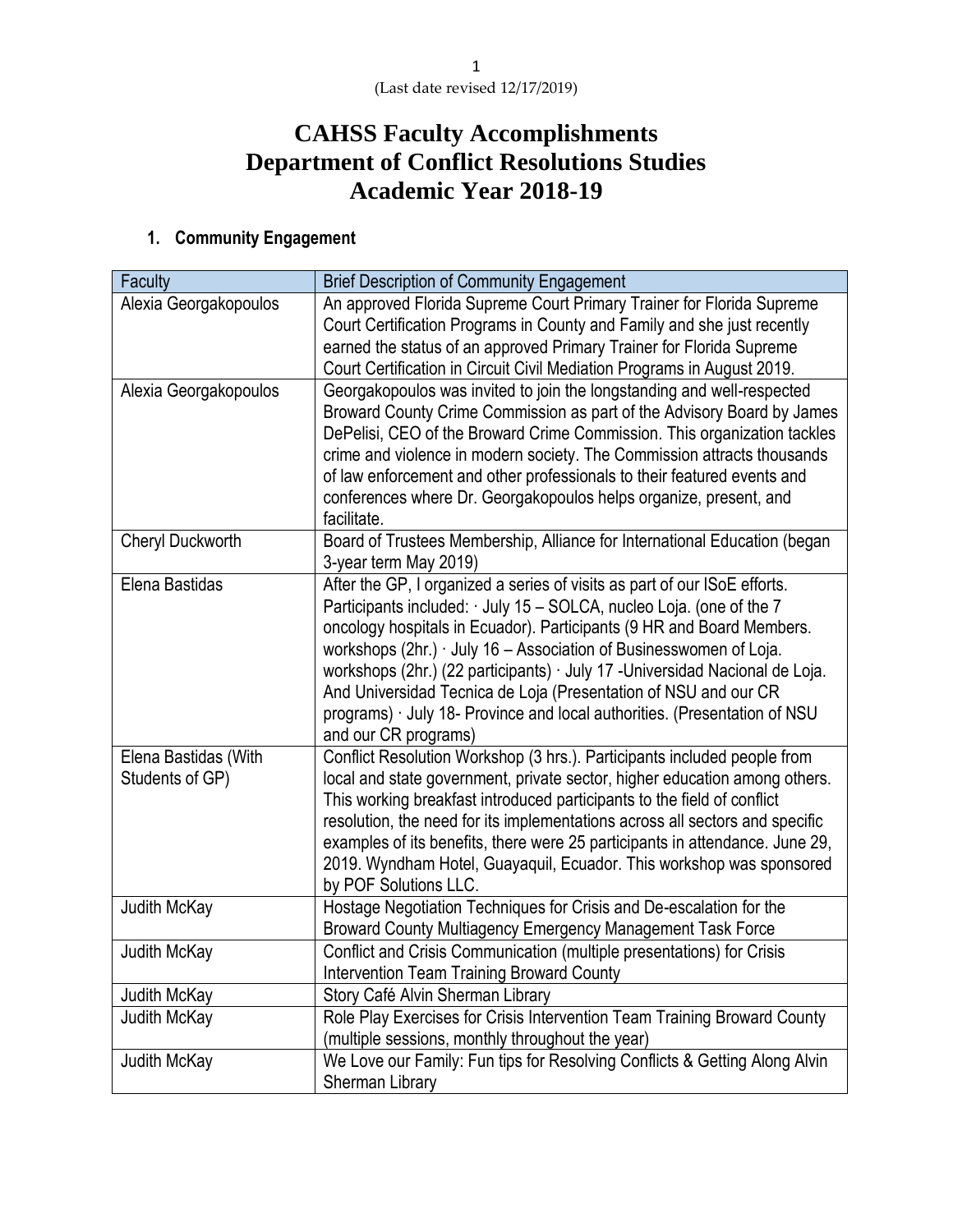(Last date revised 12/17/2019)

# CAHSS Faculty Accomplishments
# Department of Conflict Resolutions Studies
# Academic Year 2018-19

## 1. Community Engagement

| Faculty | Brief Description of Community Engagement |
|---|---|
| Alexia Georgakopoulos | An approved Florida Supreme Court Primary Trainer for Florida Supreme Court Certification Programs in County and Family and she just recently earned the status of an approved Primary Trainer for Florida Supreme Court Certification in Circuit Civil Mediation Programs in August 2019. |
| Alexia Georgakopoulos | Georgakopoulos was invited to join the longstanding and well-respected Broward County Crime Commission as part of the Advisory Board by James DePelisi, CEO of the Broward Crime Commission. This organization tackles crime and violence in modern society. The Commission attracts thousands of law enforcement and other professionals to their featured events and conferences where Dr. Georgakopoulos helps organize, present, and facilitate. |
| Cheryl Duckworth | Board of Trustees Membership, Alliance for International Education (began 3-year term May 2019) |
| Elena Bastidas | After the GP, I organized a series of visits as part of our ISoE efforts. Participants included: · July 15 – SOLCA, nucleo Loja. (one of the 7 oncology hospitals in Ecuador). Participants (9 HR and Board Members. workshops (2hr.) · July 16 – Association of Businesswomen of Loja. workshops (2hr.) (22 participants) · July 17 -Universidad Nacional de Loja. And Universidad Tecnica de Loja (Presentation of NSU and our CR programs) · July 18- Province and local authorities. (Presentation of NSU and our CR programs) |
| Elena Bastidas (With Students of GP) | Conflict Resolution Workshop (3 hrs.). Participants included people from local and state government, private sector, higher education among others. This working breakfast introduced participants to the field of conflict resolution, the need for its implementations across all sectors and specific examples of its benefits, there were 25 participants in attendance. June 29, 2019. Wyndham Hotel, Guayaquil, Ecuador. This workshop was sponsored by POF Solutions LLC. |
| Judith McKay | Hostage Negotiation Techniques for Crisis and De-escalation for the Broward County Multiagency Emergency Management Task Force |
| Judith McKay | Conflict and Crisis Communication (multiple presentations) for Crisis Intervention Team Training Broward County |
| Judith McKay | Story Café Alvin Sherman Library |
| Judith McKay | Role Play Exercises for Crisis Intervention Team Training Broward County (multiple sessions, monthly throughout the year) |
| Judith McKay | We Love our Family: Fun tips for Resolving Conflicts & Getting Along Alvin Sherman Library |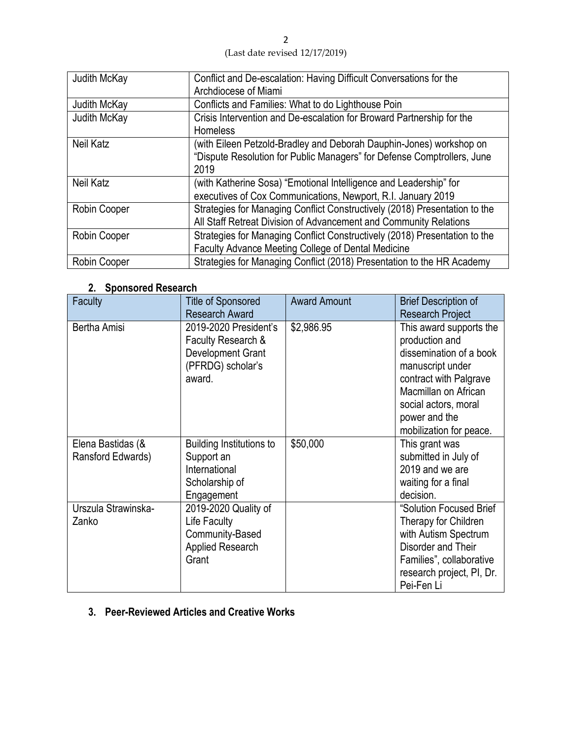| Judith McKay | Conflict and De-escalation: Having Difficult Conversations for the Archdiocese of Miami |
|---|---|
| Judith McKay | Conflicts and Families: What to do Lighthouse Poin |
| Judith McKay | Crisis Intervention and De-escalation for Broward Partnership for the Homeless |
| Neil Katz | (with Eileen Petzold-Bradley and Deborah Dauphin-Jones) workshop on "Dispute Resolution for Public Managers" for Defense Comptrollers, June 2019 |
| Neil Katz | (with Katherine Sosa) "Emotional Intelligence and Leadership" for executives of Cox Communications, Newport, R.I. January 2019 |
| Robin Cooper | Strategies for Managing Conflict Constructively (2018) Presentation to the All Staff Retreat Division of Advancement and Community Relations |
| Robin Cooper | Strategies for Managing Conflict Constructively (2018) Presentation to the Faculty Advance Meeting College of Dental Medicine |
| Robin Cooper | Strategies for Managing Conflict (2018) Presentation to the HR Academy |

## 2. Sponsored Research

| Faculty | Title of Sponsored Research Award | Award Amount | Brief Description of Research Project |
|---|---|---|---|
| Bertha Amisi | 2019-2020 President's Faculty Research & Development Grant (PFRDG) scholar's award. | $2,986.95 | This award supports the production and dissemination of a book manuscript under contract with Palgrave Macmillan on African social actors, moral power and the mobilization for peace. |
| Elena Bastidas (& Ransford Edwards) | Building Institutions to Support an International Scholarship of Engagement | $50,000 | This grant was submitted in July of 2019 and we are waiting for a final decision. |
| Urszula Strawinska-Zanko | 2019-2020 Quality of Life Faculty Community-Based Applied Research Grant | | "Solution Focused Brief Therapy for Children with Autism Spectrum Disorder and Their Families", collaborative research project, PI, Dr. Pei-Fen Li |

## 3. Peer-Reviewed Articles and Creative Works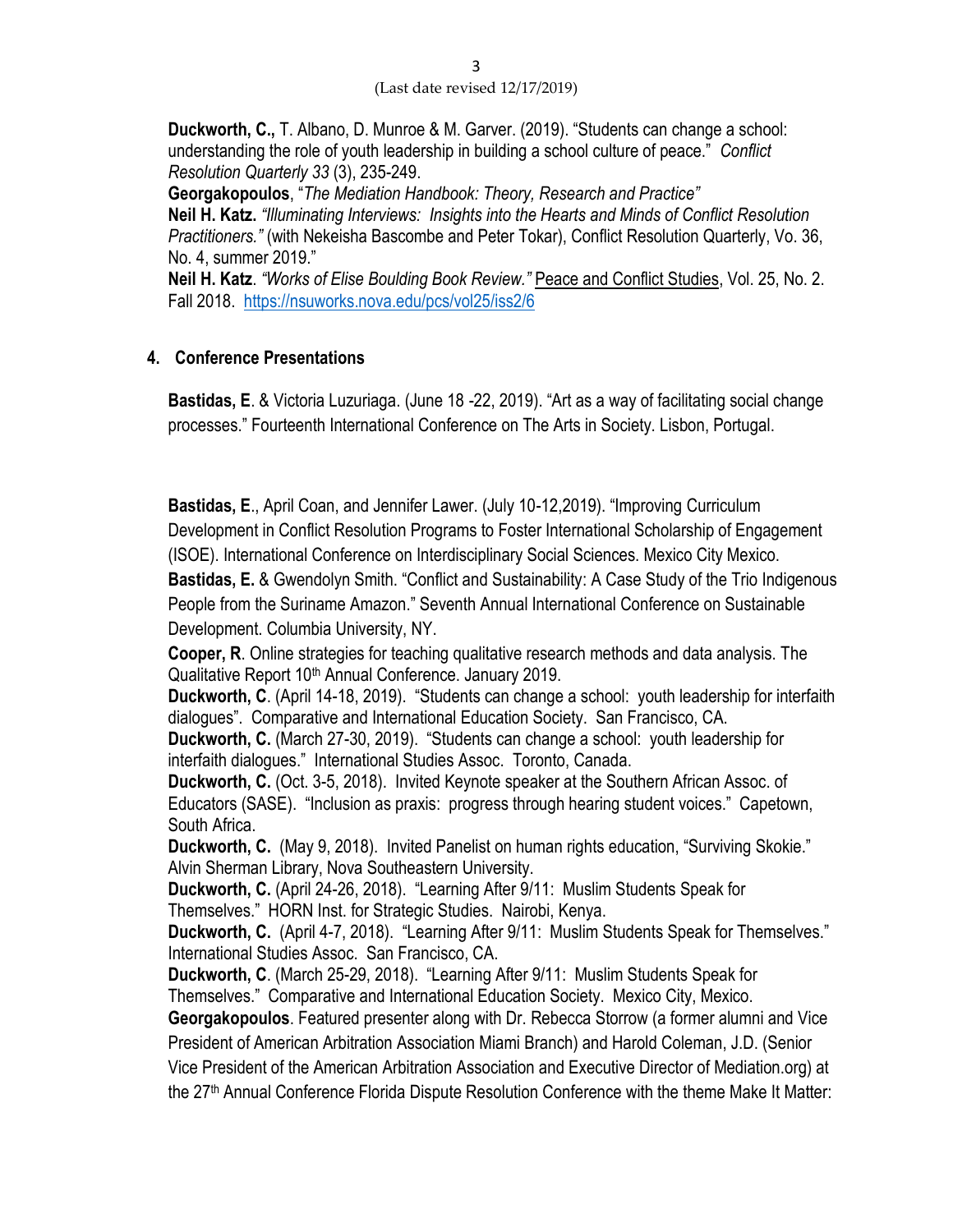**Duckworth, C.,** T. Albano, D. Munroe & M. Garver. (2019). "Students can change a school: understanding the role of youth leadership in building a school culture of peace." *Conflict Resolution Quarterly 33* (3), 235-249.

**Georgakopoulos**, "*The Mediation Handbook: Theory, Research and Practice"*

**Neil H. Katz.** *"Illuminating Interviews: Insights into the Hearts and Minds of Conflict Resolution Practitioners."* (with Nekeisha Bascombe and Peter Tokar), Conflict Resolution Quarterly, Vo. 36, No. 4, summer 2019."

**Neil H. Katz**. *"Works of Elise Boulding Book Review."* Peace and Conflict Studies, Vol. 25, No. 2. Fall 2018. https://nsuworks.nova.edu/pcs/vol25/iss2/6

## 4. Conference Presentations

**Bastidas, E**. & Victoria Luzuriaga. (June 18 -22, 2019). "Art as a way of facilitating social change processes." Fourteenth International Conference on The Arts in Society. Lisbon, Portugal.

**Bastidas, E**., April Coan, and Jennifer Lawer. (July 10-12,2019). "Improving Curriculum Development in Conflict Resolution Programs to Foster International Scholarship of Engagement (ISOE). International Conference on Interdisciplinary Social Sciences. Mexico City Mexico.

**Bastidas, E.** & Gwendolyn Smith. "Conflict and Sustainability: A Case Study of the Trio Indigenous People from the Suriname Amazon." Seventh Annual International Conference on Sustainable Development. Columbia University, NY.

**Cooper, R**. Online strategies for teaching qualitative research methods and data analysis. The Qualitative Report 10th Annual Conference. January 2019.

**Duckworth, C**. (April 14-18, 2019). "Students can change a school: youth leadership for interfaith dialogues". Comparative and International Education Society. San Francisco, CA.

**Duckworth, C.** (March 27-30, 2019). "Students can change a school: youth leadership for interfaith dialogues." International Studies Assoc. Toronto, Canada.

**Duckworth, C.** (Oct. 3-5, 2018). Invited Keynote speaker at the Southern African Assoc. of Educators (SASE). "Inclusion as praxis: progress through hearing student voices." Capetown, South Africa.

**Duckworth, C.** (May 9, 2018). Invited Panelist on human rights education, "Surviving Skokie." Alvin Sherman Library, Nova Southeastern University.

**Duckworth, C.** (April 24-26, 2018). "Learning After 9/11: Muslim Students Speak for Themselves." HORN Inst. for Strategic Studies. Nairobi, Kenya.

**Duckworth, C.** (April 4-7, 2018). "Learning After 9/11: Muslim Students Speak for Themselves." International Studies Assoc. San Francisco, CA.

**Duckworth, C**. (March 25-29, 2018). "Learning After 9/11: Muslim Students Speak for Themselves." Comparative and International Education Society. Mexico City, Mexico.

**Georgakopoulos**. Featured presenter along with Dr. Rebecca Storrow (a former alumni and Vice President of American Arbitration Association Miami Branch) and Harold Coleman, J.D. (Senior Vice President of the American Arbitration Association and Executive Director of Mediation.org) at the 27th Annual Conference Florida Dispute Resolution Conference with the theme Make It Matter: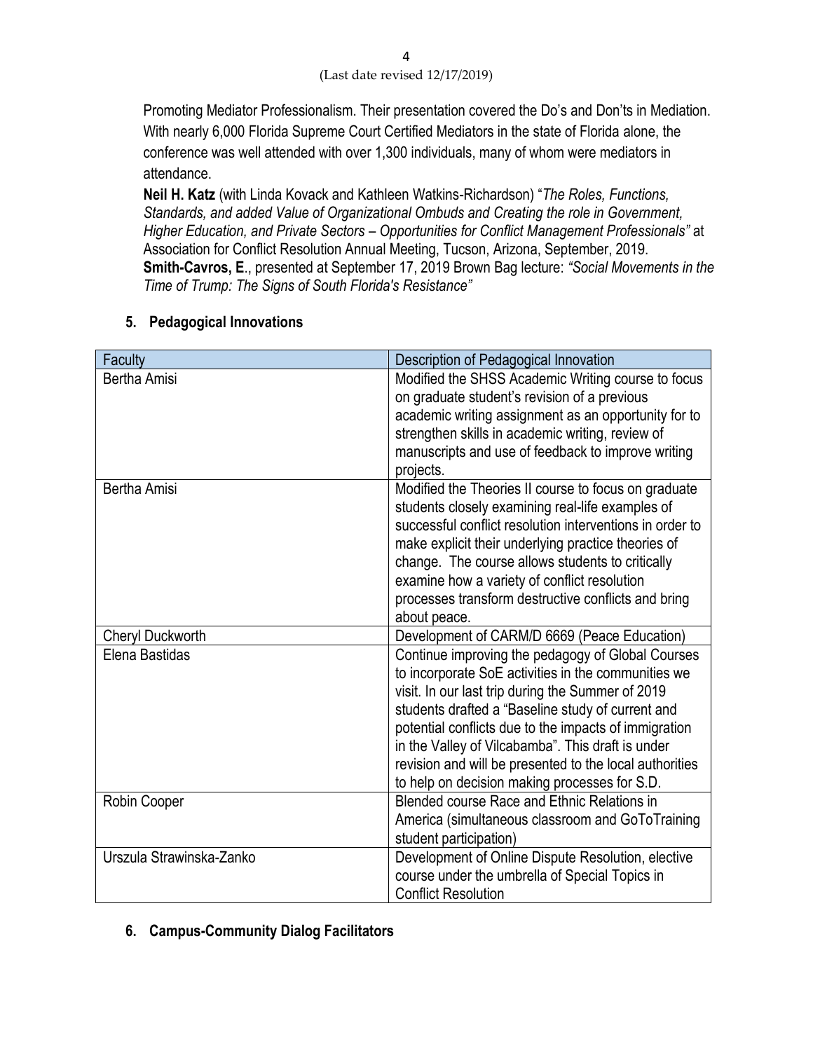Promoting Mediator Professionalism. Their presentation covered the Do's and Don'ts in Mediation. With nearly 6,000 Florida Supreme Court Certified Mediators in the state of Florida alone, the conference was well attended with over 1,300 individuals, many of whom were mediators in attendance.

**Neil H. Katz** (with Linda Kovack and Kathleen Watkins-Richardson) "*The Roles, Functions, Standards, and added Value of Organizational Ombuds and Creating the role in Government, Higher Education, and Private Sectors – Opportunities for Conflict Management Professionals"* at Association for Conflict Resolution Annual Meeting, Tucson, Arizona, September, 2019.

**Smith-Cavros, E**., presented at September 17, 2019 Brown Bag lecture: *"Social Movements in the Time of Trump: The Signs of South Florida's Resistance"*

## 5. Pedagogical Innovations

| Faculty | Description of Pedagogical Innovation |
|---|---|
| Bertha Amisi | Modified the SHSS Academic Writing course to focus on graduate student's revision of a previous academic writing assignment as an opportunity for to strengthen skills in academic writing, review of manuscripts and use of feedback to improve writing projects. |
| Bertha Amisi | Modified the Theories II course to focus on graduate students closely examining real-life examples of successful conflict resolution interventions in order to make explicit their underlying practice theories of change. The course allows students to critically examine how a variety of conflict resolution processes transform destructive conflicts and bring about peace. |
| Cheryl Duckworth | Development of CARM/D 6669 (Peace Education) |
| Elena Bastidas | Continue improving the pedagogy of Global Courses to incorporate SoE activities in the communities we visit. In our last trip during the Summer of 2019 students drafted a "Baseline study of current and potential conflicts due to the impacts of immigration in the Valley of Vilcabamba". This draft is under revision and will be presented to the local authorities to help on decision making processes for S.D. |
| Robin Cooper | Blended course Race and Ethnic Relations in America (simultaneous classroom and GoToTraining student participation) |
| Urszula Strawinska-Zanko | Development of Online Dispute Resolution, elective course under the umbrella of Special Topics in Conflict Resolution |

## 6. Campus-Community Dialog Facilitators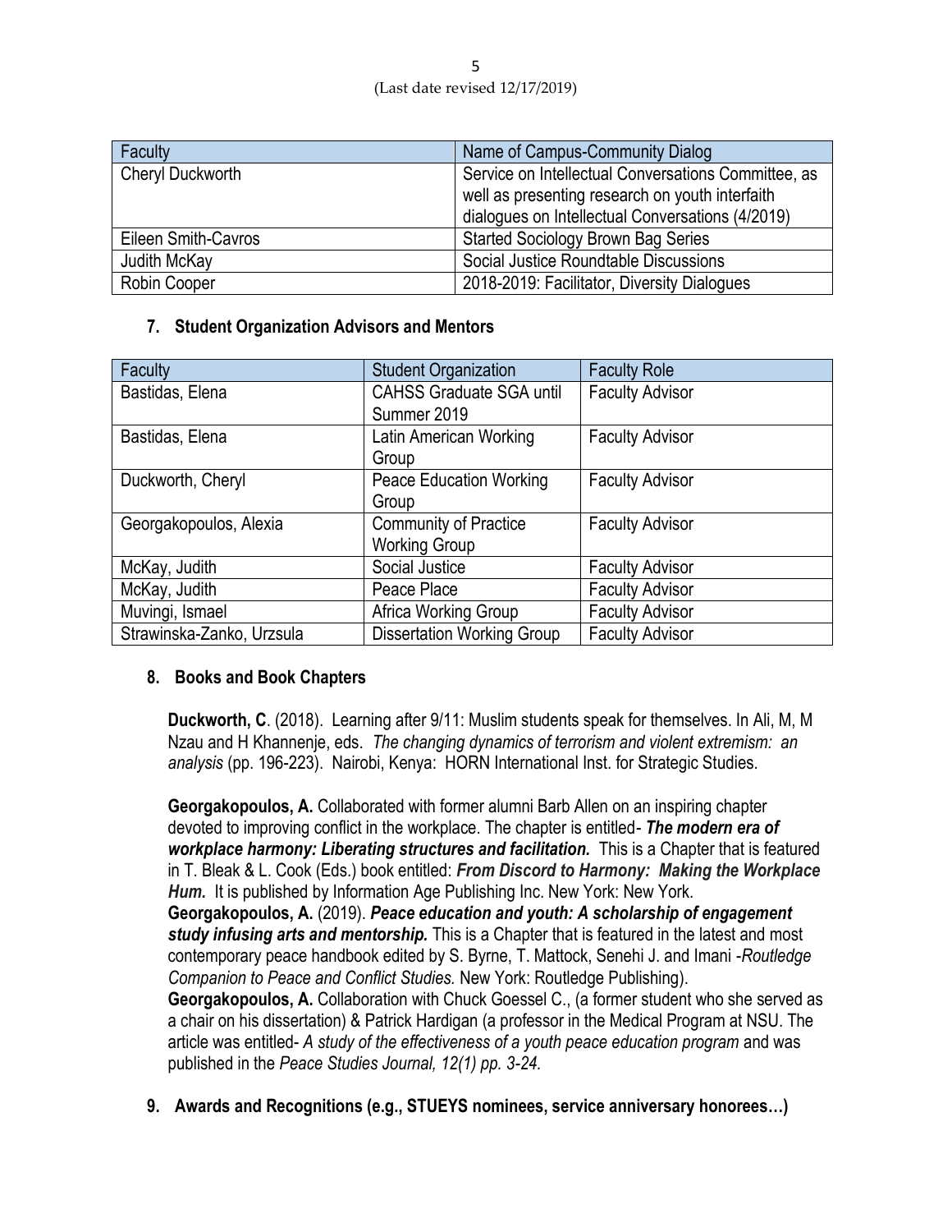| Faculty | Name of Campus-Community Dialog |
|---|---|
| Cheryl Duckworth | Service on Intellectual Conversations Committee, as well as presenting research on youth interfaith dialogues on Intellectual Conversations (4/2019) |
| Eileen Smith-Cavros | Started Sociology Brown Bag Series |
| Judith McKay | Social Justice Roundtable Discussions |
| Robin Cooper | 2018-2019: Facilitator, Diversity Dialogues |

## 7. Student Organization Advisors and Mentors

| Faculty | Student Organization | Faculty Role |
|---|---|---|
| Bastidas, Elena | CAHSS Graduate SGA until Summer 2019 | Faculty Advisor |
| Bastidas, Elena | Latin American Working Group | Faculty Advisor |
| Duckworth, Cheryl | Peace Education Working Group | Faculty Advisor |
| Georgakopoulos, Alexia | Community of Practice Working Group | Faculty Advisor |
| McKay, Judith | Social Justice | Faculty Advisor |
| McKay, Judith | Peace Place | Faculty Advisor |
| Muvingi, Ismael | Africa Working Group | Faculty Advisor |
| Strawinska-Zanko, Urzsula | Dissertation Working Group | Faculty Advisor |

## 8. Books and Book Chapters

**Duckworth, C**. (2018). Learning after 9/11: Muslim students speak for themselves. In Ali, M, M Nzau and H Khannenje, eds. *The changing dynamics of terrorism and violent extremism: an analysis* (pp. 196-223). Nairobi, Kenya: HORN International Inst. for Strategic Studies.

**Georgakopoulos, A.** Collaborated with former alumni Barb Allen on an inspiring chapter devoted to improving conflict in the workplace. The chapter is entitled- ***The modern era of workplace harmony: Liberating structures and facilitation.*** This is a Chapter that is featured in T. Bleak & L. Cook (Eds.) book entitled: ***From Discord to Harmony: Making the Workplace Hum.*** It is published by Information Age Publishing Inc. New York: New York.
**Georgakopoulos, A.** (2019). ***Peace education and youth: A scholarship of engagement study infusing arts and mentorship.*** This is a Chapter that is featured in the latest and most contemporary peace handbook edited by S. Byrne, T. Mattock, Senehi J. and Imani -*Routledge Companion to Peace and Conflict Studies.* New York: Routledge Publishing).
**Georgakopoulos, A.** Collaboration with Chuck Goessel C., (a former student who she served as a chair on his dissertation) & Patrick Hardigan (a professor in the Medical Program at NSU. The article was entitled- *A study of the effectiveness of a youth peace education program* and was published in the *Peace Studies Journal, 12(1) pp. 3-24.*

## 9. Awards and Recognitions (e.g., STUEYS nominees, service anniversary honorees…)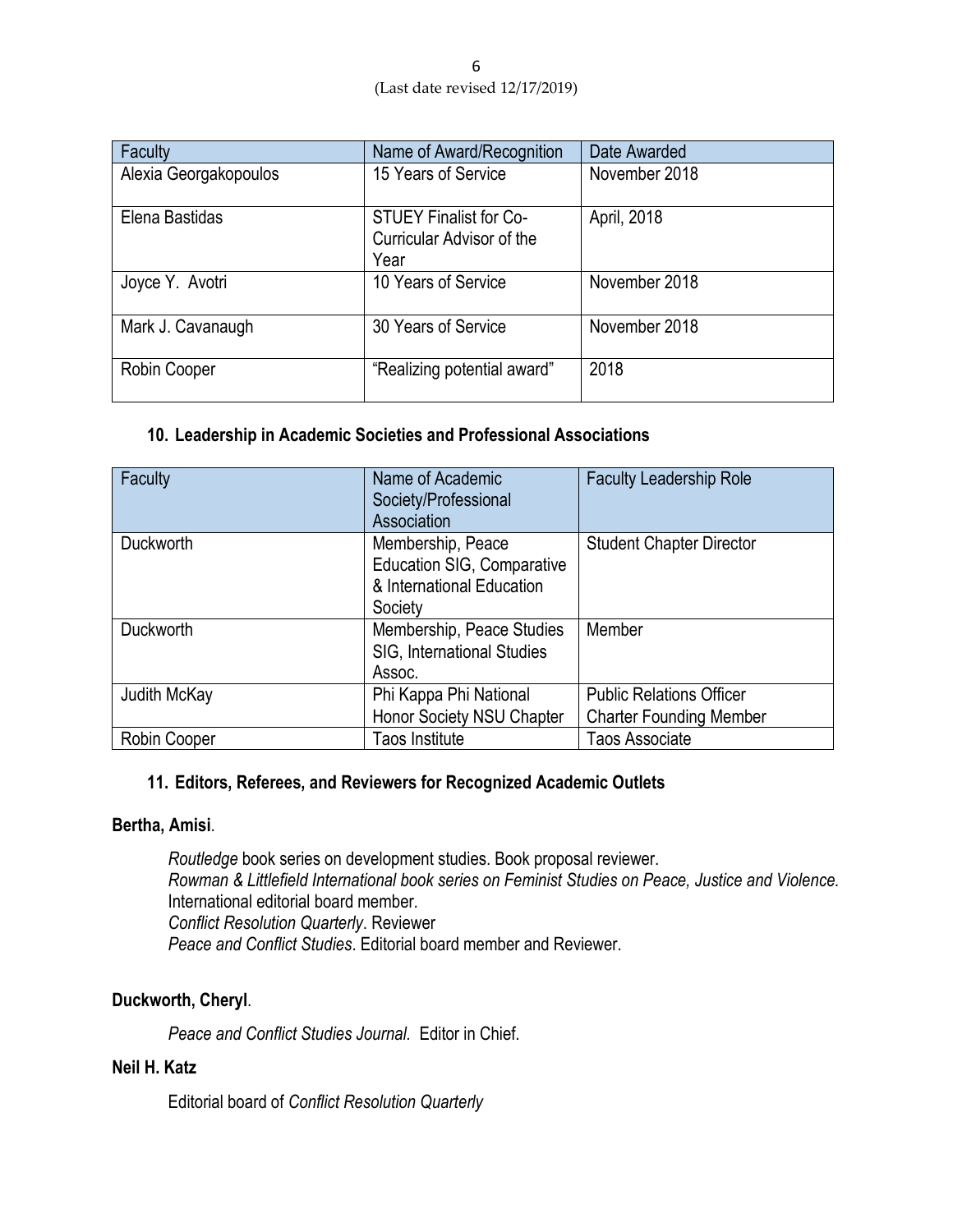| Faculty | Name of Award/Recognition | Date Awarded |
|---|---|---|
| Alexia Georgakopoulos | 15 Years of Service | November 2018 |
| Elena Bastidas | STUEY Finalist for Co-Curricular Advisor of the Year | April, 2018 |
| Joyce Y. Avotri | 10 Years of Service | November 2018 |
| Mark J. Cavanaugh | 30 Years of Service | November 2018 |
| Robin Cooper | "Realizing potential award" | 2018 |

### 10. Leadership in Academic Societies and Professional Associations

| Faculty | Name of Academic Society/Professional Association | Faculty Leadership Role |
|---|---|---|
| Duckworth | Membership, Peace Education SIG, Comparative & International Education Society | Student Chapter Director |
| Duckworth | Membership, Peace Studies SIG, International Studies Assoc. | Member |
| Judith McKay | Phi Kappa Phi National Honor Society NSU Chapter | Public Relations Officer Charter Founding Member |
| Robin Cooper | Taos Institute | Taos Associate |

### 11. Editors, Referees, and Reviewers for Recognized Academic Outlets

**Bertha, Amisi**.

*Routledge* book series on development studies. Book proposal reviewer.
*Rowman & Littlefield International book series on Feminist Studies on Peace, Justice and Violence.* International editorial board member.
*Conflict Resolution Quarterly*. Reviewer
*Peace and Conflict Studies*. Editorial board member and Reviewer.

**Duckworth, Cheryl**.

*Peace and Conflict Studies Journal.* Editor in Chief.

**Neil H. Katz**

Editorial board of *Conflict Resolution Quarterly*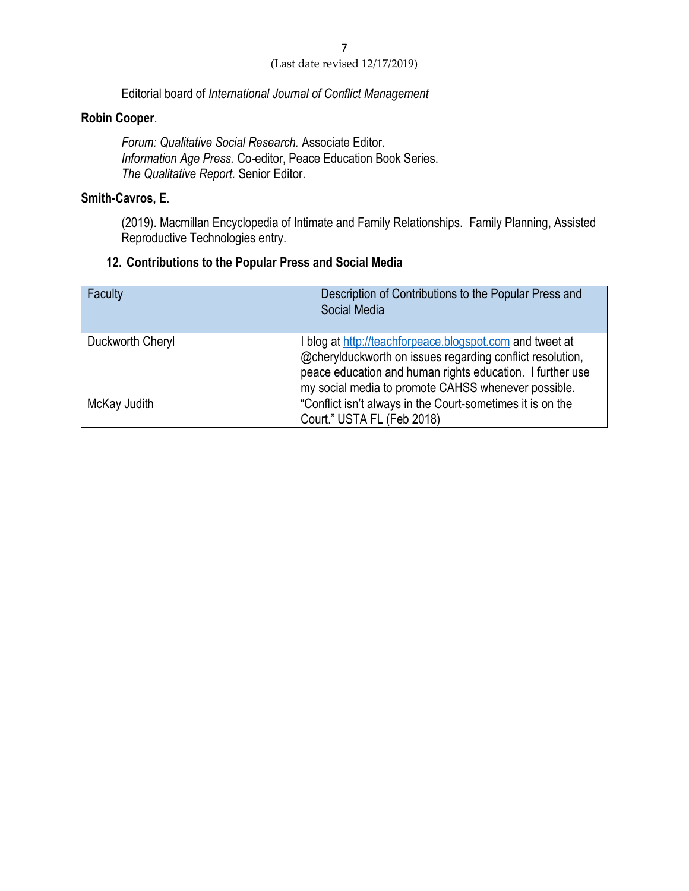Editorial board of *International Journal of Conflict Management*

**Robin Cooper**.

*Forum: Qualitative Social Research.* Associate Editor.
*Information Age Press.* Co-editor, Peace Education Book Series.
*The Qualitative Report.* Senior Editor.

**Smith-Cavros, E**.

(2019). Macmillan Encyclopedia of Intimate and Family Relationships. Family Planning, Assisted Reproductive Technologies entry.

## 12. Contributions to the Popular Press and Social Media

| Faculty | Description of Contributions to the Popular Press and Social Media |
|---|---|
| Duckworth Cheryl | I blog at http://teachforpeace.blogspot.com and tweet at @cherylduckworth on issues regarding conflict resolution, peace education and human rights education. I further use my social media to promote CAHSS whenever possible. |
| McKay Judith | "Conflict isn't always in the Court-sometimes it is <u>on</u> the Court." USTA FL (Feb 2018) |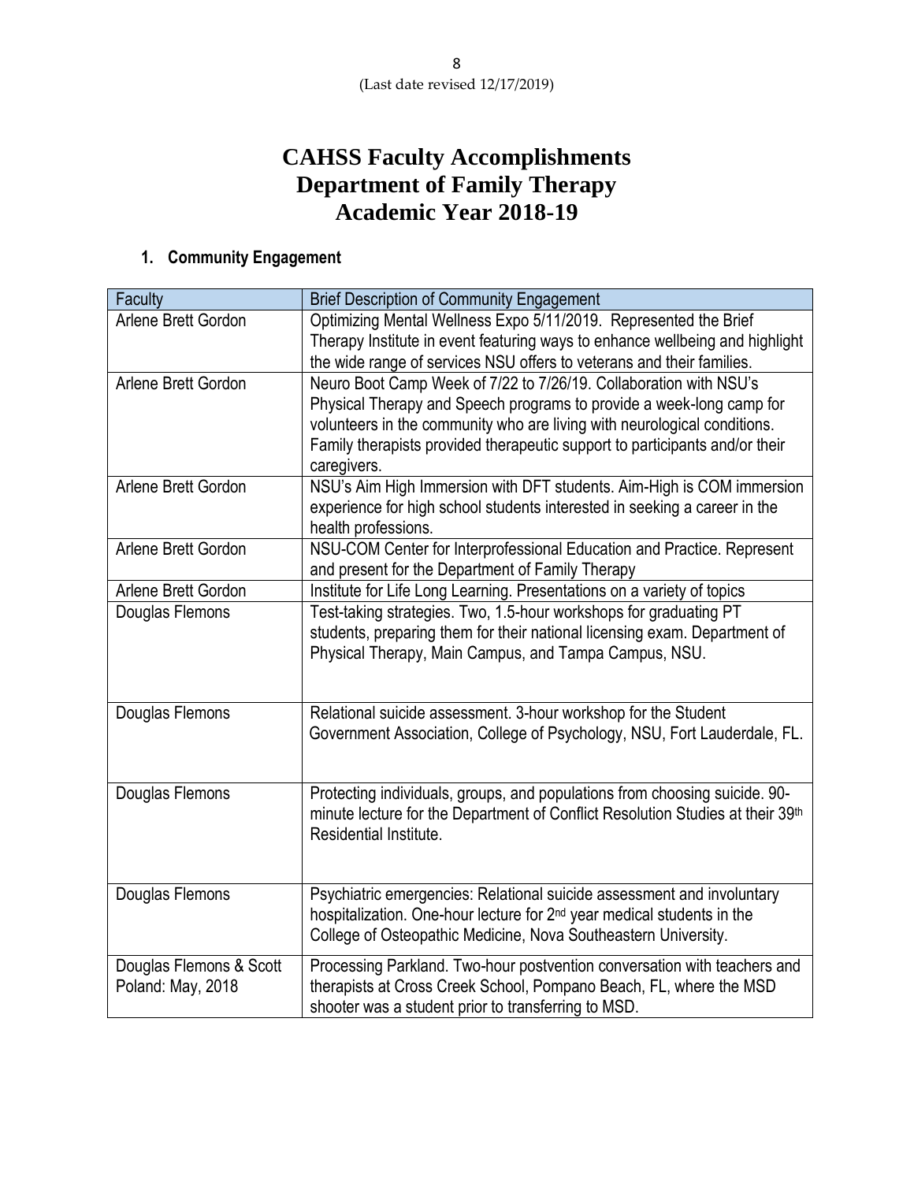# CAHSS Faculty Accomplishments
# Department of Family Therapy
# Academic Year 2018-19

## 1. Community Engagement

| Faculty | Brief Description of Community Engagement |
|---|---|
| Arlene Brett Gordon | Optimizing Mental Wellness Expo 5/11/2019. Represented the Brief Therapy Institute in event featuring ways to enhance wellbeing and highlight the wide range of services NSU offers to veterans and their families. |
| Arlene Brett Gordon | Neuro Boot Camp Week of 7/22 to 7/26/19. Collaboration with NSU's Physical Therapy and Speech programs to provide a week-long camp for volunteers in the community who are living with neurological conditions. Family therapists provided therapeutic support to participants and/or their caregivers. |
| Arlene Brett Gordon | NSU's Aim High Immersion with DFT students. Aim-High is COM immersion experience for high school students interested in seeking a career in the health professions. |
| Arlene Brett Gordon | NSU-COM Center for Interprofessional Education and Practice. Represent and present for the Department of Family Therapy |
| Arlene Brett Gordon | Institute for Life Long Learning. Presentations on a variety of topics |
| Douglas Flemons | Test-taking strategies. Two, 1.5-hour workshops for graduating PT students, preparing them for their national licensing exam. Department of Physical Therapy, Main Campus, and Tampa Campus, NSU. |
| Douglas Flemons | Relational suicide assessment. 3-hour workshop for the Student Government Association, College of Psychology, NSU, Fort Lauderdale, FL. |
| Douglas Flemons | Protecting individuals, groups, and populations from choosing suicide. 90-minute lecture for the Department of Conflict Resolution Studies at their 39th Residential Institute. |
| Douglas Flemons | Psychiatric emergencies: Relational suicide assessment and involuntary hospitalization. One-hour lecture for 2nd year medical students in the College of Osteopathic Medicine, Nova Southeastern University. |
| Douglas Flemons & Scott Poland: May, 2018 | Processing Parkland. Two-hour postvention conversation with teachers and therapists at Cross Creek School, Pompano Beach, FL, where the MSD shooter was a student prior to transferring to MSD. |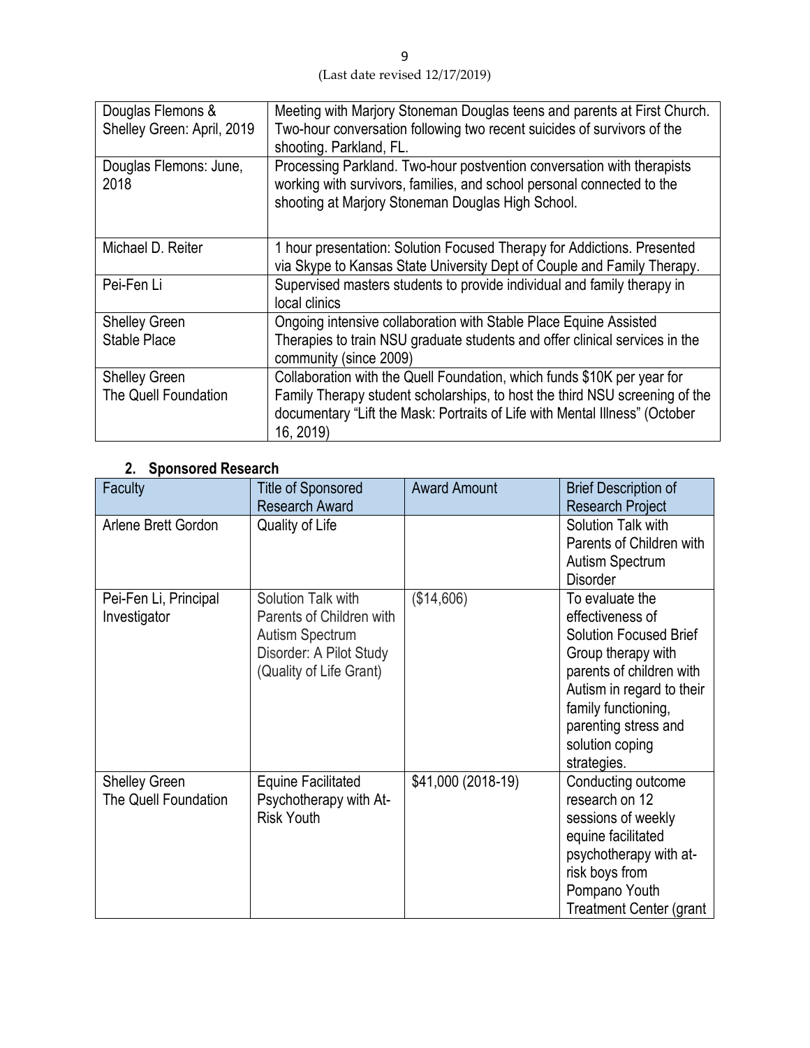| Douglas Flemons & Shelley Green: April, 2019 | Meeting with Marjory Stoneman Douglas teens and parents at First Church. Two-hour conversation following two recent suicides of survivors of the shooting. Parkland, FL. |
|---|---|
| Douglas Flemons: June, 2018 | Processing Parkland. Two-hour postvention conversation with therapists working with survivors, families, and school personal connected to the shooting at Marjory Stoneman Douglas High School. |
| Michael D. Reiter | 1 hour presentation: Solution Focused Therapy for Addictions. Presented via Skype to Kansas State University Dept of Couple and Family Therapy. |
| Pei-Fen Li | Supervised masters students to provide individual and family therapy in local clinics |
| Shelley Green Stable Place | Ongoing intensive collaboration with Stable Place Equine Assisted Therapies to train NSU graduate students and offer clinical services in the community (since 2009) |
| Shelley Green The Quell Foundation | Collaboration with the Quell Foundation, which funds $10K per year for Family Therapy student scholarships, to host the third NSU screening of the documentary "Lift the Mask: Portraits of Life with Mental Illness" (October 16, 2019) |

## 2. Sponsored Research

| Faculty | Title of Sponsored Research Award | Award Amount | Brief Description of Research Project |
|---|---|---|---|
| Arlene Brett Gordon | Quality of Life | | Solution Talk with Parents of Children with Autism Spectrum Disorder |
| Pei-Fen Li, Principal Investigator | Solution Talk with Parents of Children with Autism Spectrum Disorder: A Pilot Study (Quality of Life Grant) | ($14,606) | To evaluate the effectiveness of Solution Focused Brief Group therapy with parents of children with Autism in regard to their family functioning, parenting stress and solution coping strategies. |
| Shelley Green The Quell Foundation | Equine Facilitated Psychotherapy with At-Risk Youth | $41,000 (2018-19) | Conducting outcome research on 12 sessions of weekly equine facilitated psychotherapy with at-risk boys from Pompano Youth Treatment Center (grant |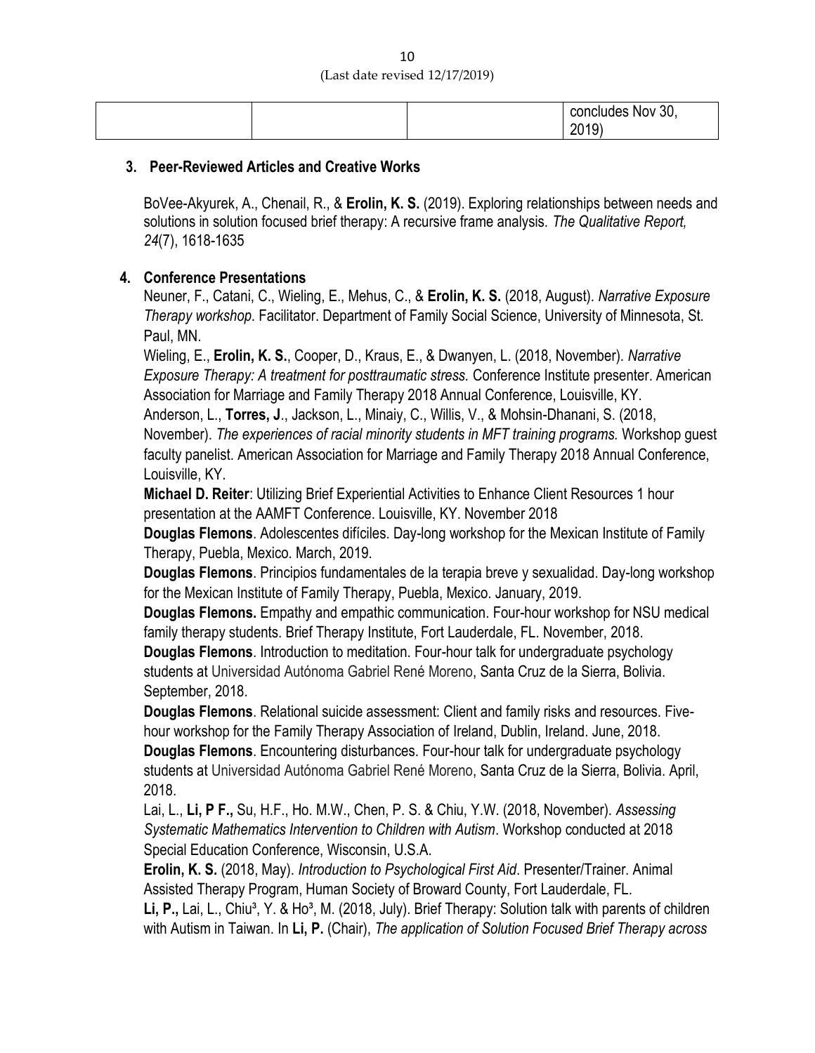| | | | concludes Nov 30, 2019) |
|---|---|---|---|

### 3. Peer-Reviewed Articles and Creative Works

BoVee-Akyurek, A., Chenail, R., & **Erolin, K. S.** (2019). Exploring relationships between needs and solutions in solution focused brief therapy: A recursive frame analysis. *The Qualitative Report, 24*(7), 1618-1635

### 4. Conference Presentations

Neuner, F., Catani, C., Wieling, E., Mehus, C., & **Erolin, K. S.** (2018, August). *Narrative Exposure Therapy workshop*. Facilitator. Department of Family Social Science, University of Minnesota, St. Paul, MN.

Wieling, E., **Erolin, K. S.**, Cooper, D., Kraus, E., & Dwanyen, L. (2018, November). *Narrative Exposure Therapy: A treatment for posttraumatic stress.* Conference Institute presenter. American Association for Marriage and Family Therapy 2018 Annual Conference, Louisville, KY.

Anderson, L., **Torres, J**., Jackson, L., Minaiy, C., Willis, V., & Mohsin-Dhanani, S. (2018, November). *The experiences of racial minority students in MFT training programs.* Workshop guest faculty panelist. American Association for Marriage and Family Therapy 2018 Annual Conference, Louisville, KY.

**Michael D. Reiter**: Utilizing Brief Experiential Activities to Enhance Client Resources 1 hour presentation at the AAMFT Conference. Louisville, KY. November 2018

**Douglas Flemons**. Adolescentes difíciles. Day-long workshop for the Mexican Institute of Family Therapy, Puebla, Mexico. March, 2019.

**Douglas Flemons**. Principios fundamentales de la terapia breve y sexualidad. Day-long workshop for the Mexican Institute of Family Therapy, Puebla, Mexico. January, 2019.

**Douglas Flemons.** Empathy and empathic communication. Four-hour workshop for NSU medical family therapy students. Brief Therapy Institute, Fort Lauderdale, FL. November, 2018.

**Douglas Flemons**. Introduction to meditation. Four-hour talk for undergraduate psychology students at Universidad Autónoma Gabriel René Moreno, Santa Cruz de la Sierra, Bolivia. September, 2018.

**Douglas Flemons**. Relational suicide assessment: Client and family risks and resources. Five-hour workshop for the Family Therapy Association of Ireland, Dublin, Ireland. June, 2018.

**Douglas Flemons**. Encountering disturbances. Four-hour talk for undergraduate psychology students at Universidad Autónoma Gabriel René Moreno, Santa Cruz de la Sierra, Bolivia. April, 2018.

Lai, L., **Li, P F.,** Su, H.F., Ho. M.W., Chen, P. S. & Chiu, Y.W. (2018, November). *Assessing Systematic Mathematics Intervention to Children with Autism*. Workshop conducted at 2018 Special Education Conference, Wisconsin, U.S.A.

**Erolin, K. S.** (2018, May). *Introduction to Psychological First Aid*. Presenter/Trainer. Animal Assisted Therapy Program, Human Society of Broward County, Fort Lauderdale, FL.

**Li, P.,** Lai, L., Chiu[3], Y. & Ho[3], M. (2018, July). Brief Therapy: Solution talk with parents of children with Autism in Taiwan. In **Li, P.** (Chair), *The application of Solution Focused Brief Therapy across*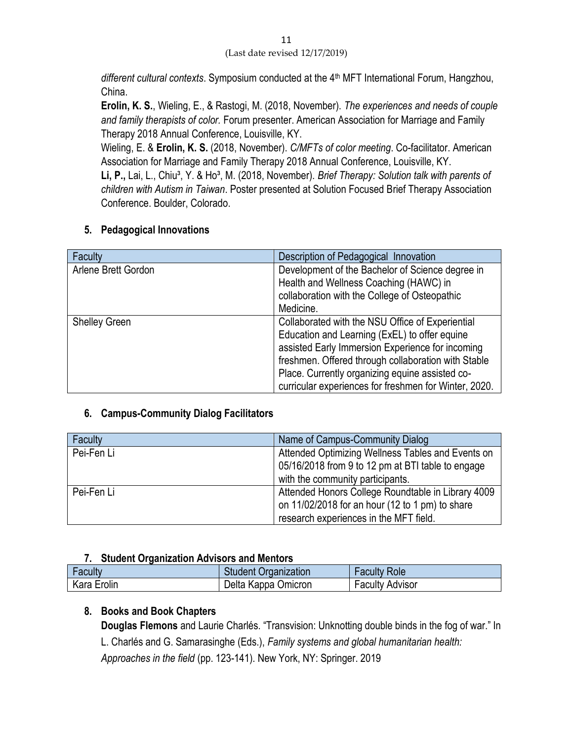*different cultural contexts*. Symposium conducted at the 4th MFT International Forum, Hangzhou, China.

**Erolin, K. S.**, Wieling, E., & Rastogi, M. (2018, November). *The experiences and needs of couple and family therapists of color.* Forum presenter. American Association for Marriage and Family Therapy 2018 Annual Conference, Louisville, KY.

Wieling, E. & **Erolin, K. S.** (2018, November). *C/MFTs of color meeting*. Co-facilitator. American Association for Marriage and Family Therapy 2018 Annual Conference, Louisville, KY.

**Li, P.,** Lai, L., Chiu[3], Y. & Ho[3], M. (2018, November). *Brief Therapy: Solution talk with parents of children with Autism in Taiwan*. Poster presented at Solution Focused Brief Therapy Association Conference. Boulder, Colorado.

### 5. Pedagogical Innovations

| Faculty | Description of Pedagogical Innovation |
|---|---|
| Arlene Brett Gordon | Development of the Bachelor of Science degree in Health and Wellness Coaching (HAWC) in collaboration with the College of Osteopathic Medicine. |
| Shelley Green | Collaborated with the NSU Office of Experiential Education and Learning (ExEL) to offer equine assisted Early Immersion Experience for incoming freshmen. Offered through collaboration with Stable Place. Currently organizing equine assisted co-curricular experiences for freshmen for Winter, 2020. |

### 6. Campus-Community Dialog Facilitators

| Faculty | Name of Campus-Community Dialog |
|---|---|
| Pei-Fen Li | Attended Optimizing Wellness Tables and Events on 05/16/2018 from 9 to 12 pm at BTI table to engage with the community participants. |
| Pei-Fen Li | Attended Honors College Roundtable in Library 4009 on 11/02/2018 for an hour (12 to 1 pm) to share research experiences in the MFT field. |

### 7. Student Organization Advisors and Mentors

| Faculty | Student Organization | Faculty Role |
|---|---|---|
| Kara Erolin | Delta Kappa Omicron | Faculty Advisor |

### 8. Books and Book Chapters

**Douglas Flemons** and Laurie Charlés. "Transvision: Unknotting double binds in the fog of war." In L. Charlés and G. Samarasinghe (Eds.), *Family systems and global humanitarian health: Approaches in the field* (pp. 123-141). New York, NY: Springer. 2019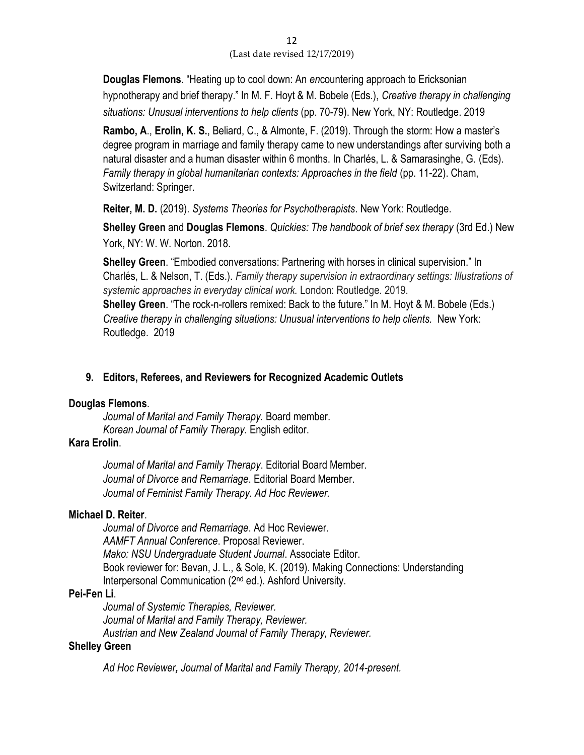**Douglas Flemons**. "Heating up to cool down: An *en*countering approach to Ericksonian hypnotherapy and brief therapy." In M. F. Hoyt & M. Bobele (Eds.), *Creative therapy in challenging situations: Unusual interventions to help clients* (pp. 70-79). New York, NY: Routledge. 2019

**Rambo, A**., **Erolin, K. S.**, Beliard, C., & Almonte, F. (2019). Through the storm: How a master's degree program in marriage and family therapy came to new understandings after surviving both a natural disaster and a human disaster within 6 months. In Charlés, L. & Samarasinghe, G. (Eds). *Family therapy in global humanitarian contexts: Approaches in the field* (pp. 11-22). Cham, Switzerland: Springer.

**Reiter, M. D.** (2019). *Systems Theories for Psychotherapists*. New York: Routledge.

**Shelley Green** and **Douglas Flemons**. *Quickies: The handbook of brief sex therapy* (3rd Ed.) New York, NY: W. W. Norton. 2018.

**Shelley Green**. "Embodied conversations: Partnering with horses in clinical supervision." In Charlés, L. & Nelson, T. (Eds.). *Family therapy supervision in extraordinary settings: Illustrations of systemic approaches in everyday clinical work.* London: Routledge. 2019.

**Shelley Green**. "The rock-n-rollers remixed: Back to the future." In M. Hoyt & M. Bobele (Eds.) *Creative therapy in challenging situations: Unusual interventions to help clients.* New York: Routledge. 2019

### 9. Editors, Referees, and Reviewers for Recognized Academic Outlets

**Douglas Flemons**.

*Journal of Marital and Family Therapy.* Board member.
*Korean Journal of Family Therapy.* English editor.

**Kara Erolin**.

*Journal of Marital and Family Therapy*. Editorial Board Member.
*Journal of Divorce and Remarriage*. Editorial Board Member.
*Journal of Feminist Family Therapy. Ad Hoc Reviewer.*

**Michael D. Reiter**.

*Journal of Divorce and Remarriage*. Ad Hoc Reviewer.
*AAMFT Annual Conference*. Proposal Reviewer.
*Mako: NSU Undergraduate Student Journal*. Associate Editor.
Book reviewer for: Bevan, J. L., & Sole, K. (2019). Making Connections: Understanding Interpersonal Communication (2nd ed.). Ashford University.

**Pei-Fen Li**.

*Journal of Systemic Therapies, Reviewer.*
*Journal of Marital and Family Therapy, Reviewer.*
*Austrian and New Zealand Journal of Family Therapy, Reviewer.*

**Shelley Green**

*Ad Hoc Reviewer**,** Journal of Marital and Family Therapy, 2014-present.*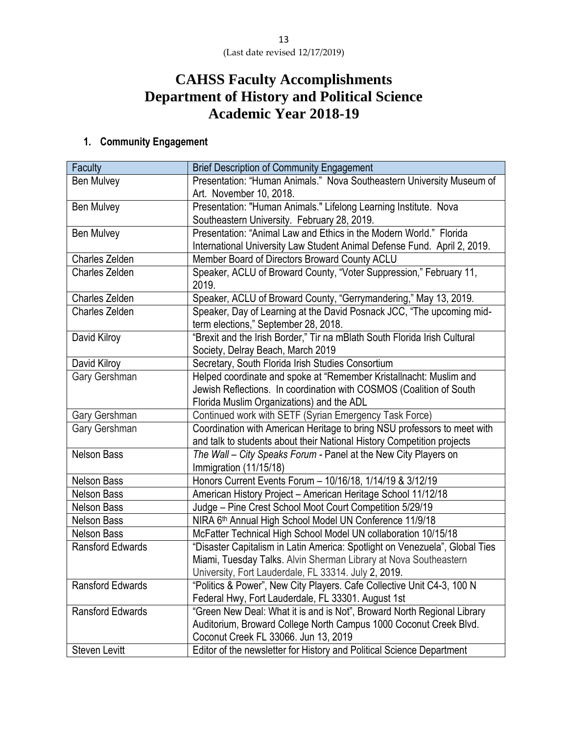# CAHSS Faculty Accomplishments
# Department of History and Political Science
# Academic Year 2018-19

## 1. Community Engagement

| Faculty | Brief Description of Community Engagement |
|---|---|
| Ben Mulvey | Presentation: "Human Animals." Nova Southeastern University Museum of Art. November 10, 2018. |
| Ben Mulvey | Presentation: "Human Animals." Lifelong Learning Institute. Nova Southeastern University. February 28, 2019. |
| Ben Mulvey | Presentation: "Animal Law and Ethics in the Modern World." Florida International University Law Student Animal Defense Fund. April 2, 2019. |
| Charles Zelden | Member Board of Directors Broward County ACLU |
| Charles Zelden | Speaker, ACLU of Broward County, "Voter Suppression," February 11, 2019. |
| Charles Zelden | Speaker, ACLU of Broward County, "Gerrymandering," May 13, 2019. |
| Charles Zelden | Speaker, Day of Learning at the David Posnack JCC, "The upcoming mid-term elections," September 28, 2018. |
| David Kilroy | "Brexit and the Irish Border," Tir na mBlath South Florida Irish Cultural Society, Delray Beach, March 2019 |
| David Kilroy | Secretary, South Florida Irish Studies Consortium |
| Gary Gershman | Helped coordinate and spoke at "Remember Kristallnacht: Muslim and Jewish Reflections. In coordination with COSMOS (Coalition of South Florida Muslim Organizations) and the ADL |
| Gary Gershman | Continued work with SETF (Syrian Emergency Task Force) |
| Gary Gershman | Coordination with American Heritage to bring NSU professors to meet with and talk to students about their National History Competition projects |
| Nelson Bass | *The Wall – City Speaks Forum* - Panel at the New City Players on Immigration (11/15/18) |
| Nelson Bass | Honors Current Events Forum – 10/16/18, 1/14/19 & 3/12/19 |
| Nelson Bass | American History Project – American Heritage School 11/12/18 |
| Nelson Bass | Judge – Pine Crest School Moot Court Competition 5/29/19 |
| Nelson Bass | NIRA 6th Annual High School Model UN Conference 11/9/18 |
| Nelson Bass | McFatter Technical High School Model UN collaboration 10/15/18 |
| Ransford Edwards | "Disaster Capitalism in Latin America: Spotlight on Venezuela", Global Ties Miami, Tuesday Talks. Alvin Sherman Library at Nova Southeastern University, Fort Lauderdale, FL 33314. July 2, 2019. |
| Ransford Edwards | "Politics & Power", New City Players. Cafe Collective Unit C4-3, 100 N Federal Hwy, Fort Lauderdale, FL 33301. August 1st |
| Ransford Edwards | "Green New Deal: What it is and is Not", Broward North Regional Library Auditorium, Broward College North Campus 1000 Coconut Creek Blvd. Coconut Creek FL 33066. Jun 13, 2019 |
| Steven Levitt | Editor of the newsletter for History and Political Science Department |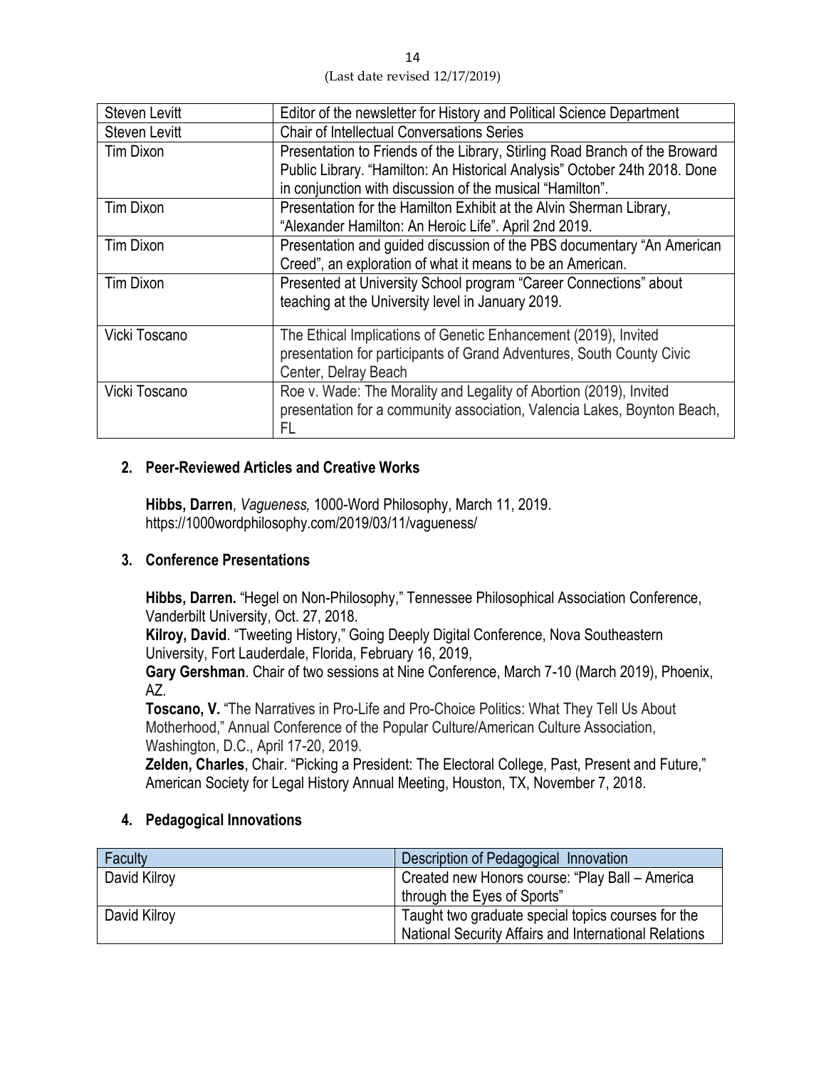| Steven Levitt | Editor of the newsletter for History and Political Science Department |
|---|---|
| Steven Levitt | Chair of Intellectual Conversations Series |
| Tim Dixon | Presentation to Friends of the Library, Stirling Road Branch of the Broward Public Library. "Hamilton: An Historical Analysis" October 24th 2018. Done in conjunction with discussion of the musical "Hamilton". |
| Tim Dixon | Presentation for the Hamilton Exhibit at the Alvin Sherman Library, "Alexander Hamilton: An Heroic Life". April 2nd 2019. |
| Tim Dixon | Presentation and guided discussion of the PBS documentary "An American Creed", an exploration of what it means to be an American. |
| Tim Dixon | Presented at University School program "Career Connections" about teaching at the University level in January 2019. |
| Vicki Toscano | The Ethical Implications of Genetic Enhancement (2019), Invited presentation for participants of Grand Adventures, South County Civic Center, Delray Beach |
| Vicki Toscano | Roe v. Wade: The Morality and Legality of Abortion (2019), Invited presentation for a community association, Valencia Lakes, Boynton Beach, FL |

## 2. Peer-Reviewed Articles and Creative Works

**Hibbs, Darren**, *Vagueness,* 1000-Word Philosophy, March 11, 2019. https://1000wordphilosophy.com/2019/03/11/vagueness/

## 3. Conference Presentations

**Hibbs, Darren.** "Hegel on Non-Philosophy," Tennessee Philosophical Association Conference, Vanderbilt University, Oct. 27, 2018.
**Kilroy, David**. "Tweeting History," Going Deeply Digital Conference, Nova Southeastern University, Fort Lauderdale, Florida, February 16, 2019,
**Gary Gershman**. Chair of two sessions at Nine Conference, March 7-10 (March 2019), Phoenix, AZ.
**Toscano, V.** "The Narratives in Pro-Life and Pro-Choice Politics: What They Tell Us About Motherhood," Annual Conference of the Popular Culture/American Culture Association, Washington, D.C., April 17-20, 2019.
**Zelden, Charles**, Chair. "Picking a President: The Electoral College, Past, Present and Future," American Society for Legal History Annual Meeting, Houston, TX, November 7, 2018.

## 4. Pedagogical Innovations

| Faculty | Description of Pedagogical Innovation |
|---|---|
| David Kilroy | Created new Honors course: "Play Ball – America through the Eyes of Sports" |
| David Kilroy | Taught two graduate special topics courses for the National Security Affairs and International Relations |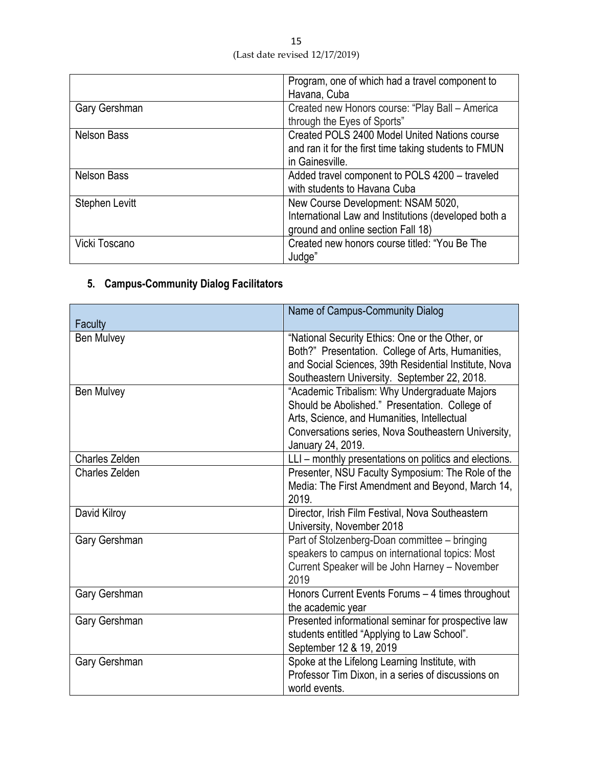| | |
|---|---|
| | Program, one of which had a travel component to Havana, Cuba |
| Gary Gershman | Created new Honors course: “Play Ball – America through the Eyes of Sports” |
| Nelson Bass | Created POLS 2400 Model United Nations course and ran it for the first time taking students to FMUN in Gainesville. |
| Nelson Bass | Added travel component to POLS 4200 – traveled with students to Havana Cuba |
| Stephen Levitt | New Course Development: NSAM 5020, International Law and Institutions (developed both a ground and online section Fall 18) |
| Vicki Toscano | Created new honors course titled: “You Be The Judge” |

## 5. Campus-Community Dialog Facilitators

| Faculty | Name of Campus-Community Dialog |
|---|---|
| Ben Mulvey | “National Security Ethics: One or the Other, or Both?” Presentation. College of Arts, Humanities, and Social Sciences, 39th Residential Institute, Nova Southeastern University. September 22, 2018. |
| Ben Mulvey | “Academic Tribalism: Why Undergraduate Majors Should be Abolished.” Presentation. College of Arts, Science, and Humanities, Intellectual Conversations series, Nova Southeastern University, January 24, 2019. |
| Charles Zelden | LLI – monthly presentations on politics and elections. |
| Charles Zelden | Presenter, NSU Faculty Symposium: The Role of the Media: The First Amendment and Beyond, March 14, 2019. |
| David Kilroy | Director, Irish Film Festival, Nova Southeastern University, November 2018 |
| Gary Gershman | Part of Stolzenberg-Doan committee – bringing speakers to campus on international topics: Most Current Speaker will be John Harney – November 2019 |
| Gary Gershman | Honors Current Events Forums – 4 times throughout the academic year |
| Gary Gershman | Presented informational seminar for prospective law students entitled “Applying to Law School”. September 12 & 19, 2019 |
| Gary Gershman | Spoke at the Lifelong Learning Institute, with Professor Tim Dixon, in a series of discussions on world events. |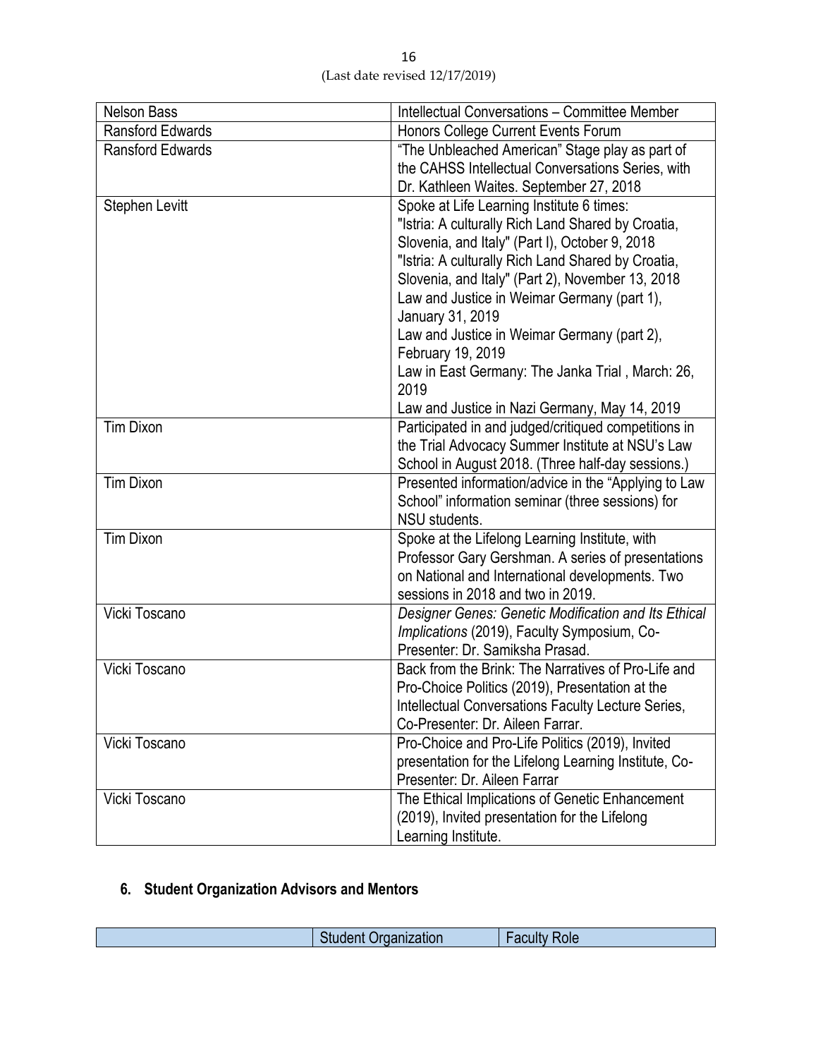| Nelson Bass | Intellectual Conversations – Committee Member |
|---|---|
| Ransford Edwards | Honors College Current Events Forum |
| Ransford Edwards | "The Unbleached American" Stage play as part of the CAHSS Intellectual Conversations Series, with Dr. Kathleen Waites. September 27, 2018 |
| Stephen Levitt | Spoke at Life Learning Institute 6 times:<br>"Istria: A culturally Rich Land Shared by Croatia, Slovenia, and Italy" (Part I), October 9, 2018<br>"Istria: A culturally Rich Land Shared by Croatia, Slovenia, and Italy" (Part 2), November 13, 2018<br>Law and Justice in Weimar Germany (part 1), January 31, 2019<br>Law and Justice in Weimar Germany (part 2), February 19, 2019<br>Law in East Germany: The Janka Trial , March: 26, 2019<br>Law and Justice in Nazi Germany, May 14, 2019 |
| Tim Dixon | Participated in and judged/critiqued competitions in the Trial Advocacy Summer Institute at NSU's Law School in August 2018. (Three half-day sessions.) |
| Tim Dixon | Presented information/advice in the "Applying to Law School" information seminar (three sessions) for NSU students. |
| Tim Dixon | Spoke at the Lifelong Learning Institute, with Professor Gary Gershman. A series of presentations on National and International developments. Two sessions in 2018 and two in 2019. |
| Vicki Toscano | *Designer Genes: Genetic Modification and Its Ethical Implications* (2019), Faculty Symposium, Co-Presenter: Dr. Samiksha Prasad. |
| Vicki Toscano | Back from the Brink: The Narratives of Pro-Life and Pro-Choice Politics (2019), Presentation at the Intellectual Conversations Faculty Lecture Series, Co-Presenter: Dr. Aileen Farrar. |
| Vicki Toscano | Pro-Choice and Pro-Life Politics (2019), Invited presentation for the Lifelong Learning Institute, Co-Presenter: Dr. Aileen Farrar |
| Vicki Toscano | The Ethical Implications of Genetic Enhancement (2019), Invited presentation for the Lifelong Learning Institute. |

## 6. Student Organization Advisors and Mentors

| | Student Organization | Faculty Role |
|---|---|---|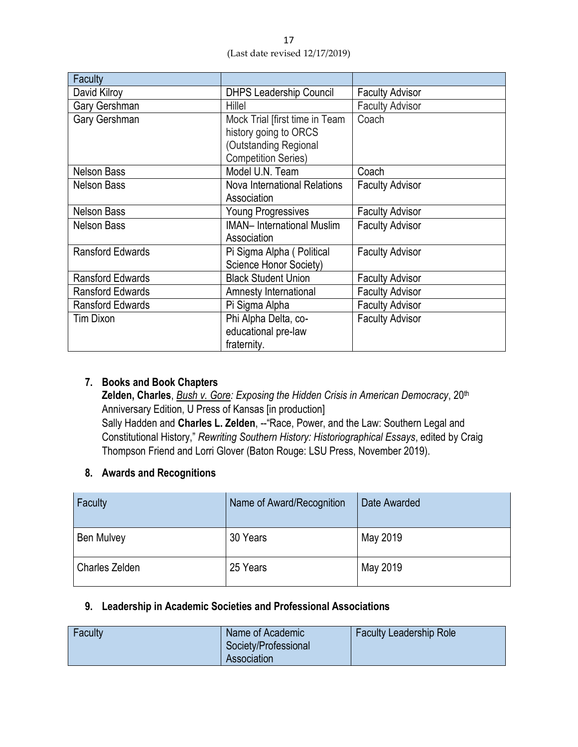| Faculty | | |
|---|---|---|
| David Kilroy | DHPS Leadership Council | Faculty Advisor |
| Gary Gershman | Hillel | Faculty Advisor |
| Gary Gershman | Mock Trial [first time in Team history going to ORCS (Outstanding Regional Competition Series) | Coach |
| Nelson Bass | Model U.N. Team | Coach |
| Nelson Bass | Nova International Relations Association | Faculty Advisor |
| Nelson Bass | Young Progressives | Faculty Advisor |
| Nelson Bass | IMAN– International Muslim Association | Faculty Advisor |
| Ransford Edwards | Pi Sigma Alpha ( Political Science Honor Society) | Faculty Advisor |
| Ransford Edwards | Black Student Union | Faculty Advisor |
| Ransford Edwards | Amnesty International | Faculty Advisor |
| Ransford Edwards | Pi Sigma Alpha | Faculty Advisor |
| Tim Dixon | Phi Alpha Delta, co-educational pre-law fraternity. | Faculty Advisor |

## 7. Books and Book Chapters

**Zelden, Charles**, *Bush v. Gore: Exposing the Hidden Crisis in American Democracy*, 20th Anniversary Edition, U Press of Kansas [in production]

Sally Hadden and **Charles L. Zelden**, --"Race, Power, and the Law: Southern Legal and Constitutional History," *Rewriting Southern History: Historiographical Essays*, edited by Craig Thompson Friend and Lorri Glover (Baton Rouge: LSU Press, November 2019).

## 8. Awards and Recognitions

| Faculty | Name of Award/Recognition | Date Awarded |
|---|---|---|
| Ben Mulvey | 30 Years | May 2019 |
| Charles Zelden | 25 Years | May 2019 |

## 9. Leadership in Academic Societies and Professional Associations

| Faculty | Name of Academic Society/Professional Association | Faculty Leadership Role |
|---|---|---|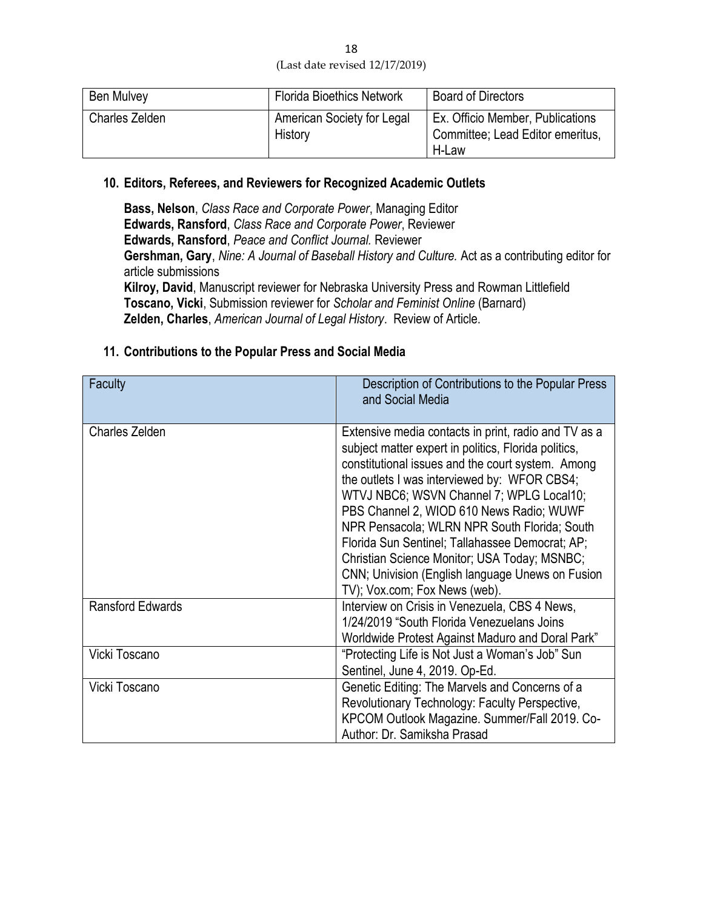| Ben Mulvey | Florida Bioethics Network | Board of Directors |
|---|---|---|
| Charles Zelden | American Society for Legal History | Ex. Officio Member, Publications Committee; Lead Editor emeritus, H-Law |

## 10. Editors, Referees, and Reviewers for Recognized Academic Outlets

**Bass, Nelson**, *Class Race and Corporate Power*, Managing Editor
**Edwards, Ransford**, *Class Race and Corporate Power*, Reviewer
**Edwards, Ransford**, *Peace and Conflict Journal.* Reviewer
**Gershman, Gary**, *Nine: A Journal of Baseball History and Culture.* Act as a contributing editor for article submissions
**Kilroy, David**, Manuscript reviewer for Nebraska University Press and Rowman Littlefield
**Toscano, Vicki**, Submission reviewer for *Scholar and Feminist Online* (Barnard)
**Zelden, Charles**, *American Journal of Legal History*. Review of Article.

## 11. Contributions to the Popular Press and Social Media

| Faculty | Description of Contributions to the Popular Press and Social Media |
|---|---|
| Charles Zelden | Extensive media contacts in print, radio and TV as a subject matter expert in politics, Florida politics, constitutional issues and the court system. Among the outlets I was interviewed by: WFOR CBS4; WTVJ NBC6; WSVN Channel 7; WPLG Local10; PBS Channel 2, WIOD 610 News Radio; WUWF NPR Pensacola; WLRN NPR South Florida; South Florida Sun Sentinel; Tallahassee Democrat; AP; Christian Science Monitor; USA Today; MSNBC; CNN; Univision (English language Unews on Fusion TV); Vox.com; Fox News (web). |
| Ransford Edwards | Interview on Crisis in Venezuela, CBS 4 News, 1/24/2019 "South Florida Venezuelans Joins Worldwide Protest Against Maduro and Doral Park" |
| Vicki Toscano | "Protecting Life is Not Just a Woman's Job" Sun Sentinel, June 4, 2019. Op-Ed. |
| Vicki Toscano | Genetic Editing: The Marvels and Concerns of a Revolutionary Technology: Faculty Perspective, KPCOM Outlook Magazine. Summer/Fall 2019. Co-Author: Dr. Samiksha Prasad |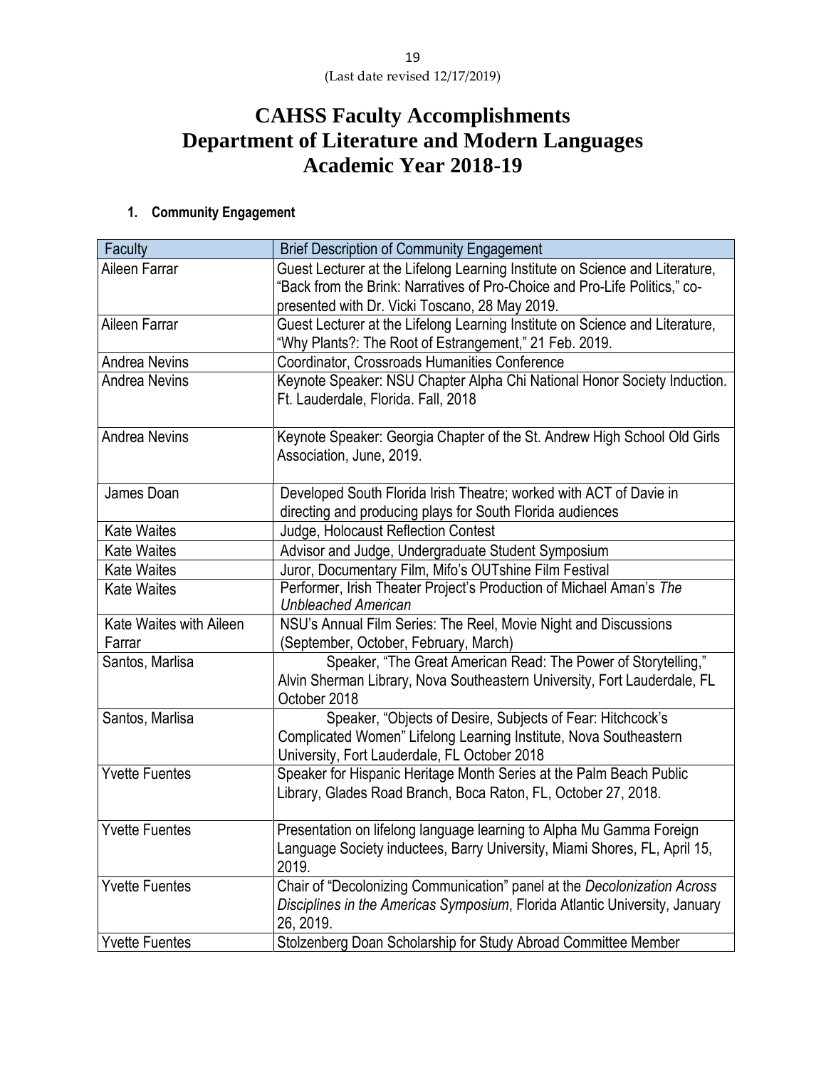# CAHSS Faculty Accomplishments
# Department of Literature and Modern Languages
# Academic Year 2018-19

**1. Community Engagement**

| Faculty | Brief Description of Community Engagement |
|---|---|
| Aileen Farrar | Guest Lecturer at the Lifelong Learning Institute on Science and Literature, "Back from the Brink: Narratives of Pro-Choice and Pro-Life Politics," co-presented with Dr. Vicki Toscano, 28 May 2019. |
| Aileen Farrar | Guest Lecturer at the Lifelong Learning Institute on Science and Literature, "Why Plants?: The Root of Estrangement," 21 Feb. 2019. |
| Andrea Nevins | Coordinator, Crossroads Humanities Conference |
| Andrea Nevins | Keynote Speaker: NSU Chapter Alpha Chi National Honor Society Induction. Ft. Lauderdale, Florida. Fall, 2018 |
| Andrea Nevins | Keynote Speaker: Georgia Chapter of the St. Andrew High School Old Girls Association, June, 2019. |
| James Doan | Developed South Florida Irish Theatre; worked with ACT of Davie in directing and producing plays for South Florida audiences |
| Kate Waites | Judge, Holocaust Reflection Contest |
| Kate Waites | Advisor and Judge, Undergraduate Student Symposium |
| Kate Waites | Juror, Documentary Film, Mifo's OUTshine Film Festival |
| Kate Waites | Performer, Irish Theater Project's Production of Michael Aman's *The Unbleached American* |
| Kate Waites with Aileen Farrar | NSU's Annual Film Series: The Reel, Movie Night and Discussions (September, October, February, March) |
| Santos, Marlisa | Speaker, "The Great American Read: The Power of Storytelling," Alvin Sherman Library, Nova Southeastern University, Fort Lauderdale, FL October 2018 |
| Santos, Marlisa | Speaker, "Objects of Desire, Subjects of Fear: Hitchcock's Complicated Women" Lifelong Learning Institute, Nova Southeastern University, Fort Lauderdale, FL October 2018 |
| Yvette Fuentes | Speaker for Hispanic Heritage Month Series at the Palm Beach Public Library, Glades Road Branch, Boca Raton, FL, October 27, 2018. |
| Yvette Fuentes | Presentation on lifelong language learning to Alpha Mu Gamma Foreign Language Society inductees, Barry University, Miami Shores, FL, April 15, 2019. |
| Yvette Fuentes | Chair of "Decolonizing Communication" panel at the *Decolonization Across Disciplines in the Americas Symposium*, Florida Atlantic University, January 26, 2019. |
| Yvette Fuentes | Stolzenberg Doan Scholarship for Study Abroad Committee Member |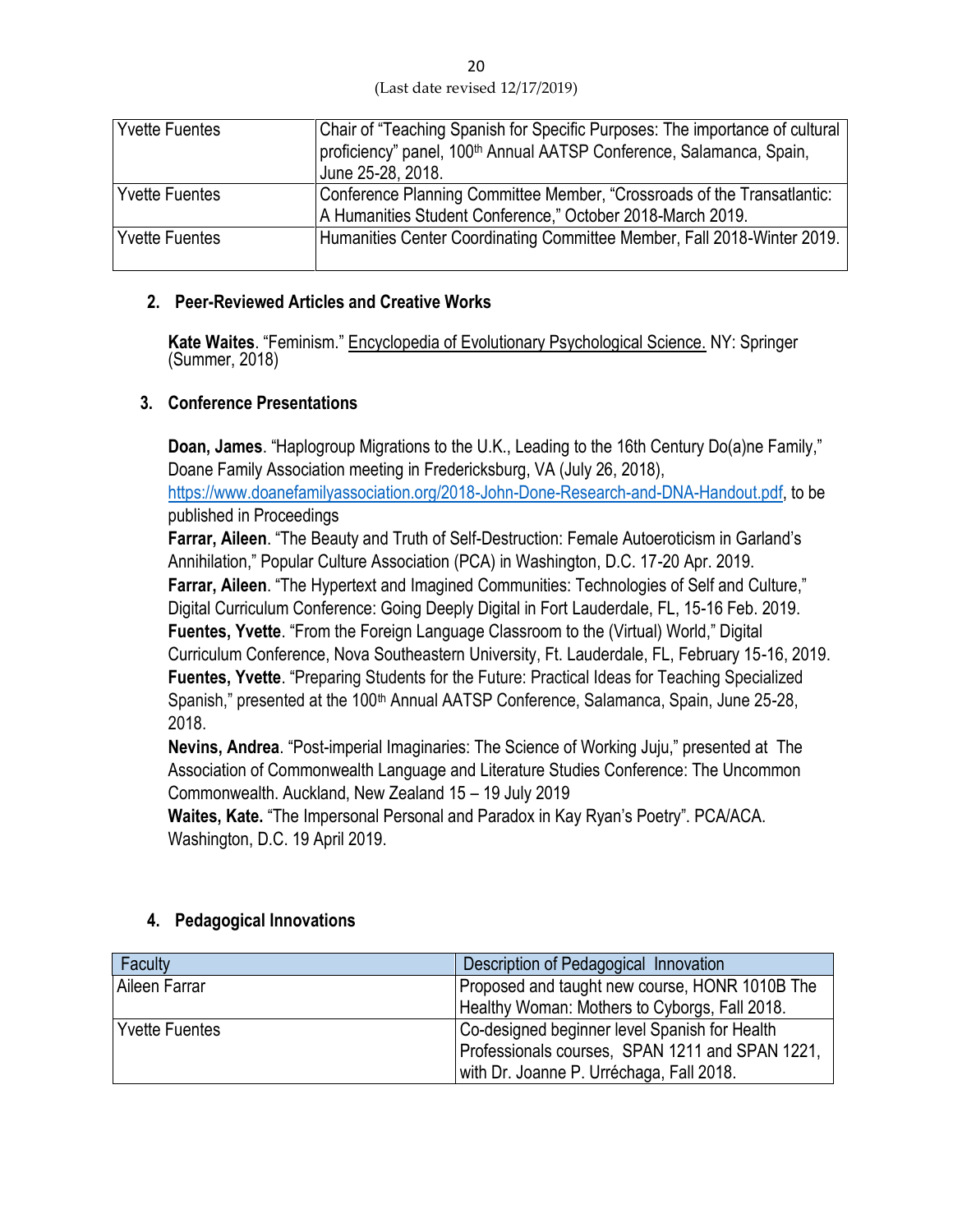| | |
|---|---|
| Yvette Fuentes | Chair of "Teaching Spanish for Specific Purposes: The importance of cultural proficiency" panel, 100th Annual AATSP Conference, Salamanca, Spain, June 25-28, 2018. |
| Yvette Fuentes | Conference Planning Committee Member, "Crossroads of the Transatlantic: A Humanities Student Conference," October 2018-March 2019. |
| Yvette Fuentes | Humanities Center Coordinating Committee Member, Fall 2018-Winter 2019. |

## 2. Peer-Reviewed Articles and Creative Works

**Kate Waites**. "Feminism." Encyclopedia of Evolutionary Psychological Science. NY: Springer (Summer, 2018)

## 3. Conference Presentations

**Doan, James**. "Haplogroup Migrations to the U.K., Leading to the 16th Century Do(a)ne Family," Doane Family Association meeting in Fredericksburg, VA (July 26, 2018), https://www.doanefamilyassociation.org/2018-John-Done-Research-and-DNA-Handout.pdf, to be published in Proceedings

**Farrar, Aileen**. "The Beauty and Truth of Self-Destruction: Female Autoeroticism in Garland's Annihilation," Popular Culture Association (PCA) in Washington, D.C. 17-20 Apr. 2019.

**Farrar, Aileen**. "The Hypertext and Imagined Communities: Technologies of Self and Culture," Digital Curriculum Conference: Going Deeply Digital in Fort Lauderdale, FL, 15-16 Feb. 2019.

**Fuentes, Yvette**. "From the Foreign Language Classroom to the (Virtual) World," Digital Curriculum Conference, Nova Southeastern University, Ft. Lauderdale, FL, February 15-16, 2019.

**Fuentes, Yvette**. "Preparing Students for the Future: Practical Ideas for Teaching Specialized Spanish," presented at the 100th Annual AATSP Conference, Salamanca, Spain, June 25-28, 2018.

**Nevins, Andrea**. "Post-imperial Imaginaries: The Science of Working Juju," presented at The Association of Commonwealth Language and Literature Studies Conference: The Uncommon Commonwealth. Auckland, New Zealand 15 – 19 July 2019

**Waites, Kate.** "The Impersonal Personal and Paradox in Kay Ryan's Poetry". PCA/ACA. Washington, D.C. 19 April 2019.

## 4. Pedagogical Innovations

| Faculty | Description of Pedagogical Innovation |
|---|---|
| Aileen Farrar | Proposed and taught new course, HONR 1010B The Healthy Woman: Mothers to Cyborgs, Fall 2018. |
| Yvette Fuentes | Co-designed beginner level Spanish for Health Professionals courses, SPAN 1211 and SPAN 1221, with Dr. Joanne P. Urréchaga, Fall 2018. |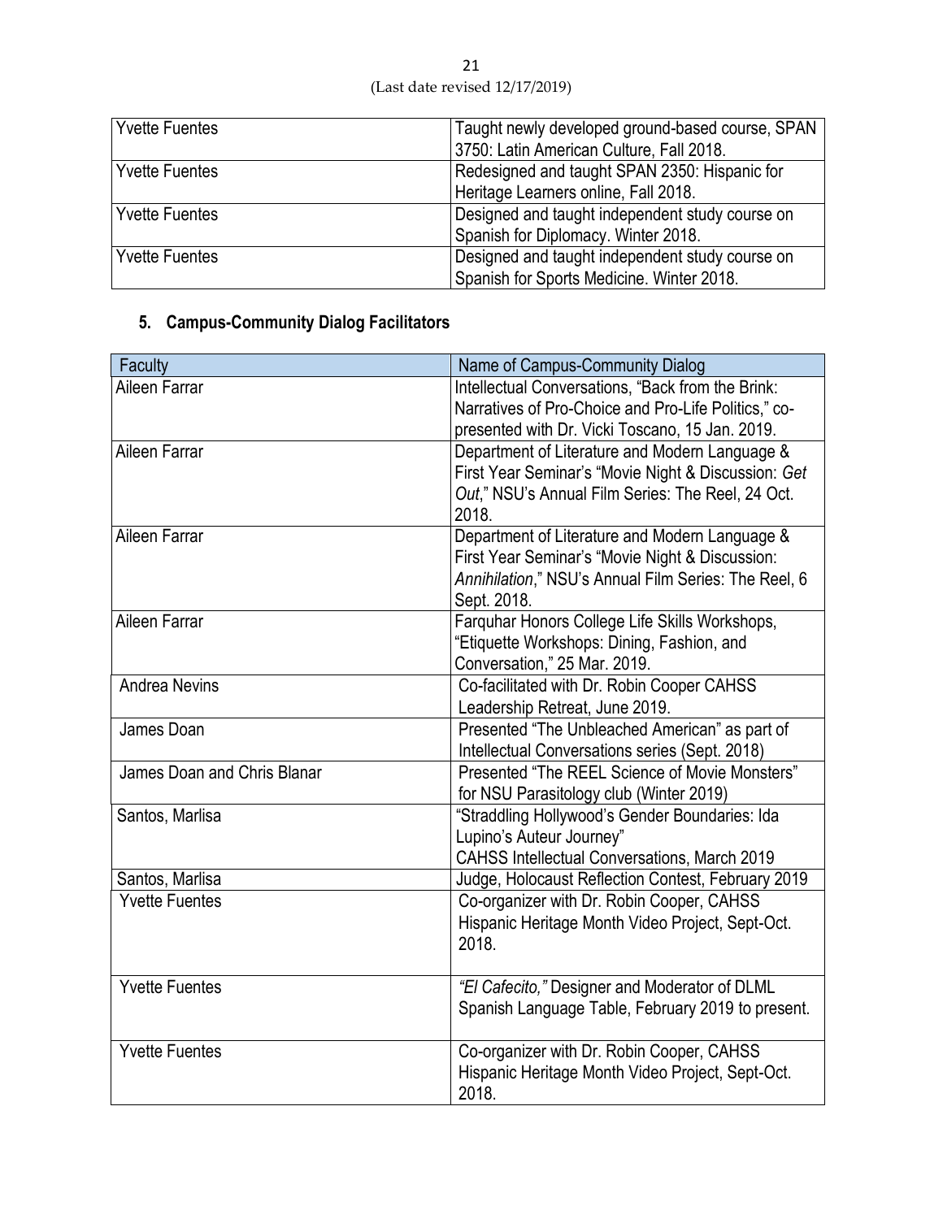| Yvette Fuentes | Taught newly developed ground-based course, SPAN 3750: Latin American Culture, Fall 2018. |
|---|---|
| Yvette Fuentes | Redesigned and taught SPAN 2350: Hispanic for Heritage Learners online, Fall 2018. |
| Yvette Fuentes | Designed and taught independent study course on Spanish for Diplomacy. Winter 2018. |
| Yvette Fuentes | Designed and taught independent study course on Spanish for Sports Medicine. Winter 2018. |

## 5. Campus-Community Dialog Facilitators

| Faculty | Name of Campus-Community Dialog |
|---|---|
| Aileen Farrar | Intellectual Conversations, "Back from the Brink: Narratives of Pro-Choice and Pro-Life Politics," co-presented with Dr. Vicki Toscano, 15 Jan. 2019. |
| Aileen Farrar | Department of Literature and Modern Language & First Year Seminar's "Movie Night & Discussion: *Get Out*," NSU's Annual Film Series: The Reel, 24 Oct. 2018. |
| Aileen Farrar | Department of Literature and Modern Language & First Year Seminar's "Movie Night & Discussion: *Annihilation*," NSU's Annual Film Series: The Reel, 6 Sept. 2018. |
| Aileen Farrar | Farquhar Honors College Life Skills Workshops, "Etiquette Workshops: Dining, Fashion, and Conversation," 25 Mar. 2019. |
| Andrea Nevins | Co-facilitated with Dr. Robin Cooper CAHSS Leadership Retreat, June 2019. |
| James Doan | Presented "The Unbleached American" as part of Intellectual Conversations series (Sept. 2018) |
| James Doan and Chris Blanar | Presented "The REEL Science of Movie Monsters" for NSU Parasitology club (Winter 2019) |
| Santos, Marlisa | "Straddling Hollywood's Gender Boundaries: Ida Lupino's Auteur Journey" CAHSS Intellectual Conversations, March 2019 |
| Santos, Marlisa | Judge, Holocaust Reflection Contest, February 2019 |
| Yvette Fuentes | Co-organizer with Dr. Robin Cooper, CAHSS Hispanic Heritage Month Video Project, Sept-Oct. 2018. |
| Yvette Fuentes | *"El Cafecito,"* Designer and Moderator of DLML Spanish Language Table, February 2019 to present. |
| Yvette Fuentes | Co-organizer with Dr. Robin Cooper, CAHSS Hispanic Heritage Month Video Project, Sept-Oct. 2018. |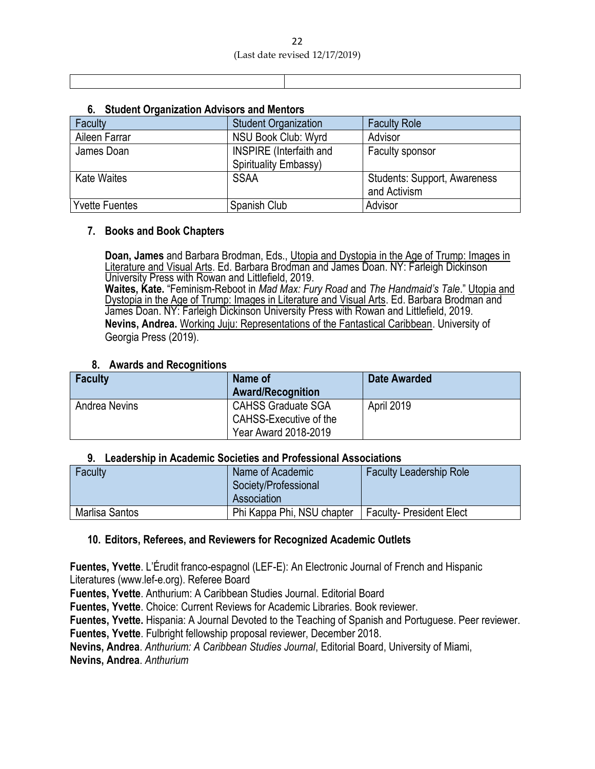| | |
|---|---|
| | |

## 6. Student Organization Advisors and Mentors

| Faculty | Student Organization | Faculty Role |
|---|---|---|
| Aileen Farrar | NSU Book Club: Wyrd | Advisor |
| James Doan | INSPIRE (Interfaith and Spirituality Embassy) | Faculty sponsor |
| Kate Waites | SSAA | Students: Support, Awareness and Activism |
| Yvette Fuentes | Spanish Club | Advisor |

## 7. Books and Book Chapters

**Doan, James** and Barbara Brodman, Eds., Utopia and Dystopia in the Age of Trump: Images in Literature and Visual Arts. Ed. Barbara Brodman and James Doan. NY: Farleigh Dickinson University Press with Rowan and Littlefield, 2019.
**Waites, Kate.** "Feminism-Reboot in *Mad Max: Fury Road* and *The Handmaid's Tale*." Utopia and Dystopia in the Age of Trump: Images in Literature and Visual Arts. Ed. Barbara Brodman and James Doan. NY: Farleigh Dickinson University Press with Rowan and Littlefield, 2019.
**Nevins, Andrea.** Working Juju: Representations of the Fantastical Caribbean. University of Georgia Press (2019).

## 8. Awards and Recognitions

| Faculty | Name of Award/Recognition | Date Awarded |
|---|---|---|
| Andrea Nevins | CAHSS Graduate SGA CAHSS-Executive of the Year Award 2018-2019 | April 2019 |

## 9. Leadership in Academic Societies and Professional Associations

| Faculty | Name of Academic Society/Professional Association | Faculty Leadership Role |
|---|---|---|
| Marlisa Santos | Phi Kappa Phi, NSU chapter | Faculty- President Elect |

## 10. Editors, Referees, and Reviewers for Recognized Academic Outlets

**Fuentes, Yvette**. L'Érudit franco-espagnol (LEF-E): An Electronic Journal of French and Hispanic Literatures (www.lef-e.org). Referee Board
**Fuentes, Yvette**. Anthurium: A Caribbean Studies Journal. Editorial Board
**Fuentes, Yvette**. Choice: Current Reviews for Academic Libraries. Book reviewer.
**Fuentes, Yvette.** Hispania: A Journal Devoted to the Teaching of Spanish and Portuguese. Peer reviewer.
**Fuentes, Yvette**. Fulbright fellowship proposal reviewer, December 2018.
**Nevins, Andrea**. *Anthurium: A Caribbean Studies Journal*, Editorial Board, University of Miami,
**Nevins, Andrea**. *Anthurium*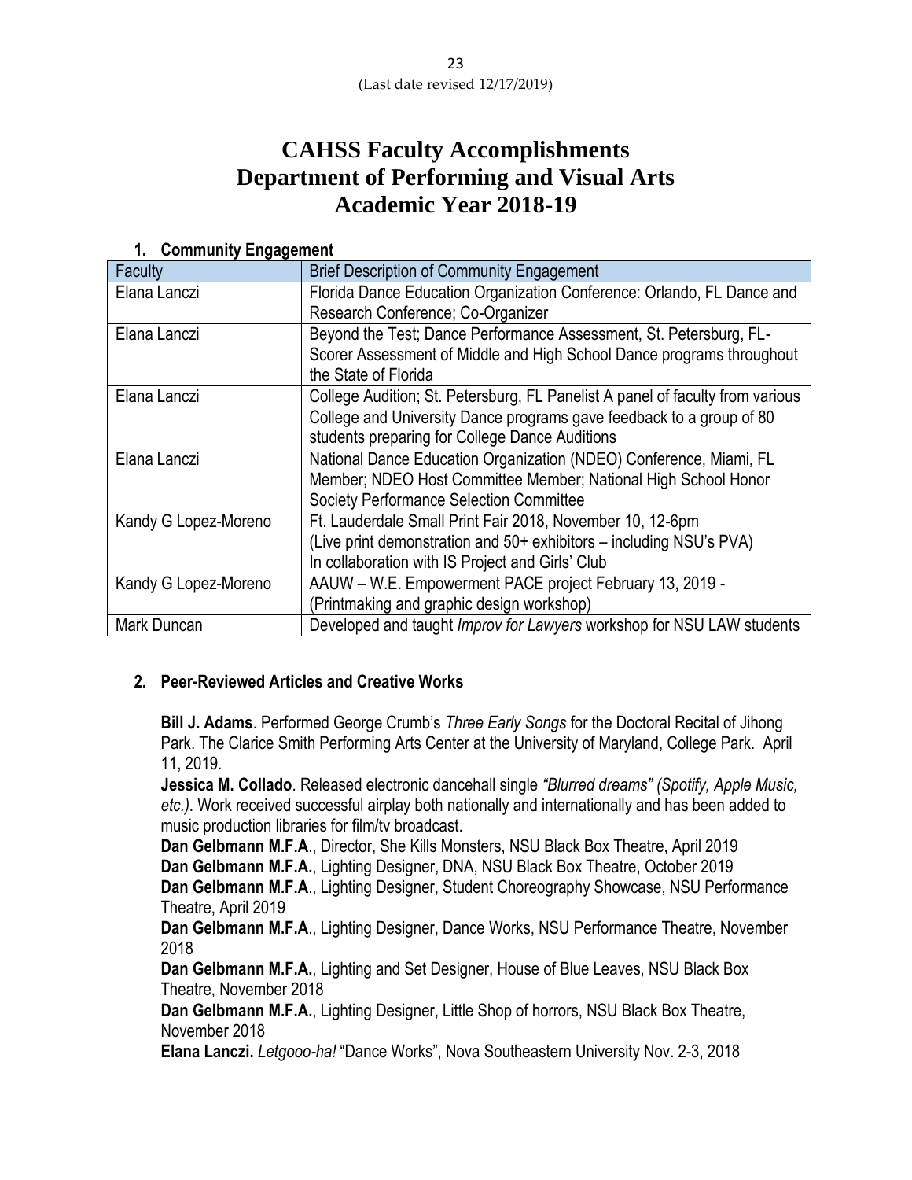# CAHSS Faculty Accomplishments
# Department of Performing and Visual Arts
# Academic Year 2018-19

## 1. Community Engagement

| Faculty | Brief Description of Community Engagement |
|---|---|
| Elana Lanczi | Florida Dance Education Organization Conference: Orlando, FL Dance and Research Conference; Co-Organizer |
| Elana Lanczi | Beyond the Test; Dance Performance Assessment, St. Petersburg, FL- Scorer Assessment of Middle and High School Dance programs throughout the State of Florida |
| Elana Lanczi | College Audition; St. Petersburg, FL Panelist A panel of faculty from various College and University Dance programs gave feedback to a group of 80 students preparing for College Dance Auditions |
| Elana Lanczi | National Dance Education Organization (NDEO) Conference, Miami, FL Member; NDEO Host Committee Member; National High School Honor Society Performance Selection Committee |
| Kandy G Lopez-Moreno | Ft. Lauderdale Small Print Fair 2018, November 10, 12-6pm (Live print demonstration and 50+ exhibitors – including NSU's PVA) In collaboration with IS Project and Girls' Club |
| Kandy G Lopez-Moreno | AAUW – W.E. Empowerment PACE project February 13, 2019 - (Printmaking and graphic design workshop) |
| Mark Duncan | Developed and taught *Improv for Lawyers* workshop for NSU LAW students |

## 2. Peer-Reviewed Articles and Creative Works

**Bill J. Adams**. Performed George Crumb's *Three Early Songs* for the Doctoral Recital of Jihong Park. The Clarice Smith Performing Arts Center at the University of Maryland, College Park. April 11, 2019.

**Jessica M. Collado**. Released electronic dancehall single *"Blurred dreams" (Spotify, Apple Music, etc.)*. Work received successful airplay both nationally and internationally and has been added to music production libraries for film/tv broadcast.

**Dan Gelbmann M.F.A**., Director, She Kills Monsters, NSU Black Box Theatre, April 2019

**Dan Gelbmann M.F.A.**, Lighting Designer, DNA, NSU Black Box Theatre, October 2019

**Dan Gelbmann M.F.A**., Lighting Designer, Student Choreography Showcase, NSU Performance Theatre, April 2019

**Dan Gelbmann M.F.A**., Lighting Designer, Dance Works, NSU Performance Theatre, November 2018

**Dan Gelbmann M.F.A.**, Lighting and Set Designer, House of Blue Leaves, NSU Black Box Theatre, November 2018

**Dan Gelbmann M.F.A.**, Lighting Designer, Little Shop of horrors, NSU Black Box Theatre, November 2018

**Elana Lanczi.** *Letgooo-ha!* "Dance Works", Nova Southeastern University Nov. 2-3, 2018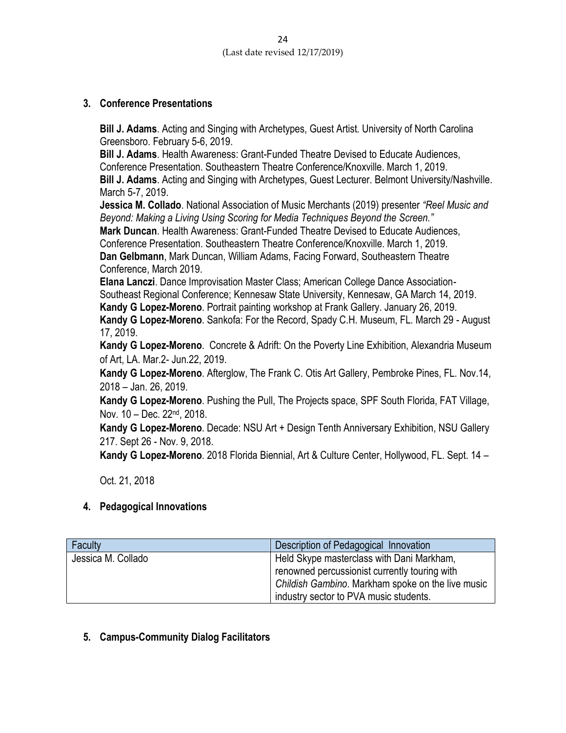### 3. Conference Presentations

**Bill J. Adams**. Acting and Singing with Archetypes, Guest Artist. University of North Carolina Greensboro. February 5-6, 2019.
**Bill J. Adams**. Health Awareness: Grant-Funded Theatre Devised to Educate Audiences, Conference Presentation. Southeastern Theatre Conference/Knoxville. March 1, 2019.
**Bill J. Adams**. Acting and Singing with Archetypes, Guest Lecturer. Belmont University/Nashville. March 5-7, 2019.
**Jessica M. Collado**. National Association of Music Merchants (2019) presenter *"Reel Music and Beyond: Making a Living Using Scoring for Media Techniques Beyond the Screen."*
**Mark Duncan**. Health Awareness: Grant-Funded Theatre Devised to Educate Audiences, Conference Presentation. Southeastern Theatre Conference/Knoxville. March 1, 2019.
**Dan Gelbmann**, Mark Duncan, William Adams, Facing Forward, Southeastern Theatre Conference, March 2019.
**Elana Lanczi**. Dance Improvisation Master Class; American College Dance Association-Southeast Regional Conference; Kennesaw State University, Kennesaw, GA March 14, 2019.
**Kandy G Lopez-Moreno**. Portrait painting workshop at Frank Gallery. January 26, 2019.
**Kandy G Lopez-Moreno**. Sankofa: For the Record, Spady C.H. Museum, FL. March 29 - August 17, 2019.
**Kandy G Lopez-Moreno**. Concrete & Adrift: On the Poverty Line Exhibition, Alexandria Museum of Art, LA. Mar.2- Jun.22, 2019.
**Kandy G Lopez-Moreno**. Afterglow, The Frank C. Otis Art Gallery, Pembroke Pines, FL. Nov.14, 2018 – Jan. 26, 2019.
**Kandy G Lopez-Moreno**. Pushing the Pull, The Projects space, SPF South Florida, FAT Village, Nov. 10 – Dec. 22nd, 2018.
**Kandy G Lopez-Moreno**. Decade: NSU Art + Design Tenth Anniversary Exhibition, NSU Gallery 217. Sept 26 - Nov. 9, 2018.
**Kandy G Lopez-Moreno**. 2018 Florida Biennial, Art & Culture Center, Hollywood, FL. Sept. 14 – Oct. 21, 2018

### 4. Pedagogical Innovations

| Faculty | Description of Pedagogical Innovation |
|---|---|
| Jessica M. Collado | Held Skype masterclass with Dani Markham, renowned percussionist currently touring with *Childish Gambino*. Markham spoke on the live music industry sector to PVA music students. |

### 5. Campus-Community Dialog Facilitators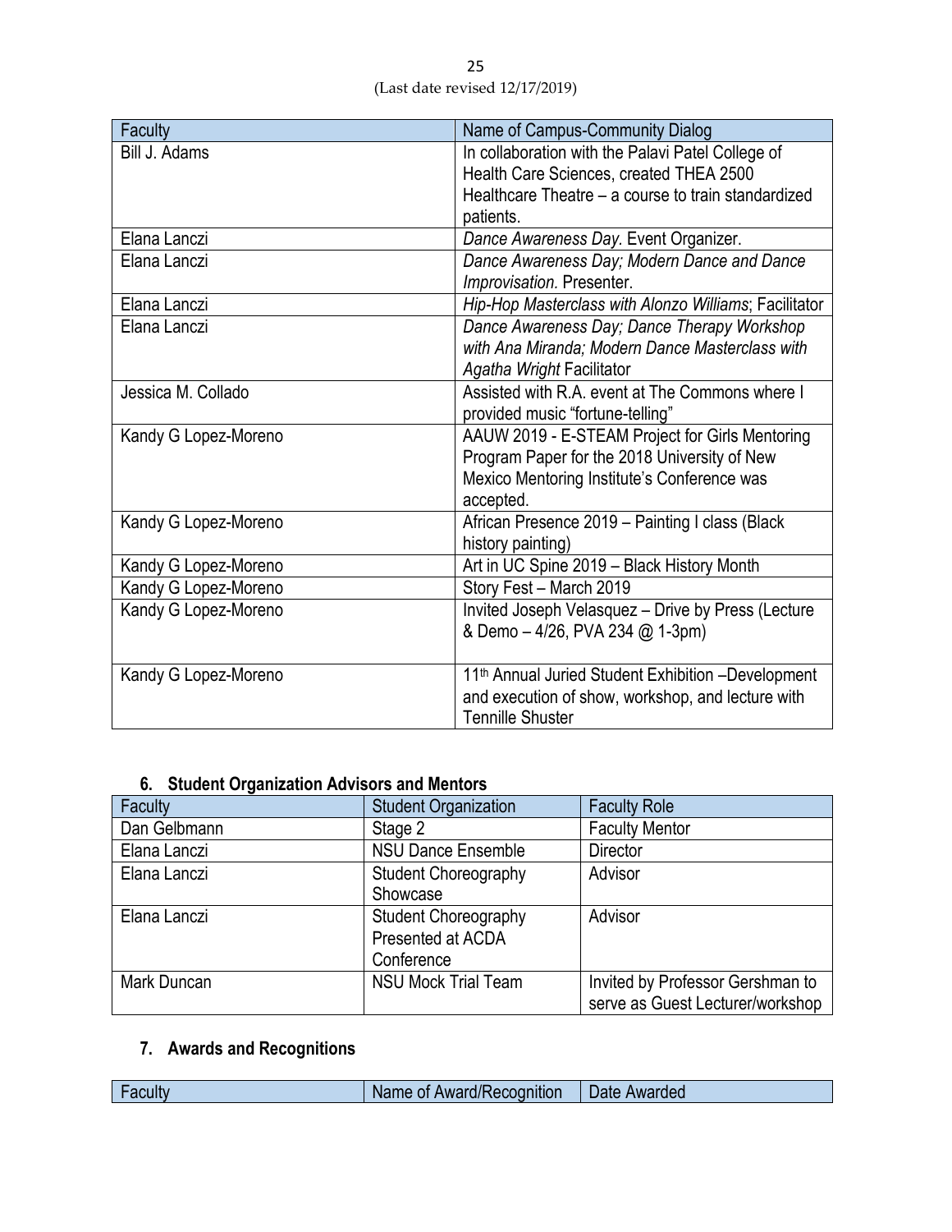| Faculty | Name of Campus-Community Dialog |
| --- | --- |
| Bill J. Adams | In collaboration with the Palavi Patel College of Health Care Sciences, created THEA 2500 Healthcare Theatre – a course to train standardized patients. |
| Elana Lanczi | *Dance Awareness Day.* Event Organizer. |
| Elana Lanczi | *Dance Awareness Day; Modern Dance and Dance Improvisation.* Presenter. |
| Elana Lanczi | *Hip-Hop Masterclass with Alonzo Williams*; Facilitator |
| Elana Lanczi | *Dance Awareness Day; Dance Therapy Workshop with Ana Miranda; Modern Dance Masterclass with Agatha Wright* Facilitator |
| Jessica M. Collado | Assisted with R.A. event at The Commons where I provided music "fortune-telling" |
| Kandy G Lopez-Moreno | AAUW 2019 - E-STEAM Project for Girls Mentoring Program Paper for the 2018 University of New Mexico Mentoring Institute's Conference was accepted. |
| Kandy G Lopez-Moreno | African Presence 2019 – Painting I class (Black history painting) |
| Kandy G Lopez-Moreno | Art in UC Spine 2019 – Black History Month |
| Kandy G Lopez-Moreno | Story Fest – March 2019 |
| Kandy G Lopez-Moreno | Invited Joseph Velasquez – Drive by Press (Lecture & Demo – 4/26, PVA 234 @ 1-3pm) |
| Kandy G Lopez-Moreno | 11th Annual Juried Student Exhibition –Development and execution of show, workshop, and lecture with Tennille Shuster |

### 6. Student Organization Advisors and Mentors

| Faculty | Student Organization | Faculty Role |
| --- | --- | --- |
| Dan Gelbmann | Stage 2 | Faculty Mentor |
| Elana Lanczi | NSU Dance Ensemble | Director |
| Elana Lanczi | Student Choreography Showcase | Advisor |
| Elana Lanczi | Student Choreography Presented at ACDA Conference | Advisor |
| Mark Duncan | NSU Mock Trial Team | Invited by Professor Gershman to serve as Guest Lecturer/workshop |

### 7. Awards and Recognitions

| Faculty | Name of Award/Recognition | Date Awarded |
| --- | --- | --- |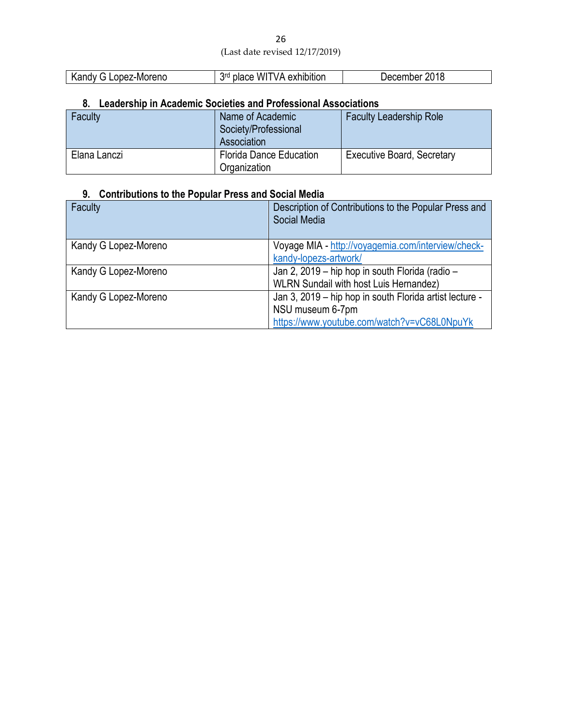| Kandy G Lopez-Moreno | 3rd place WITVA exhibition | December 2018 |
|---|---|---|

## 8. Leadership in Academic Societies and Professional Associations

| Faculty | Name of Academic Society/Professional Association | Faculty Leadership Role |
|---|---|---|
| Elana Lanczi | Florida Dance Education Organization | Executive Board, Secretary |

## 9. Contributions to the Popular Press and Social Media

| Faculty | Description of Contributions to the Popular Press and Social Media |
|---|---|
| Kandy G Lopez-Moreno | Voyage MIA - http://voyagemia.com/interview/check-kandy-lopezs-artwork/ |
| Kandy G Lopez-Moreno | Jan 2, 2019 – hip hop in south Florida (radio – WLRN Sundail with host Luis Hernandez) |
| Kandy G Lopez-Moreno | Jan 3, 2019 – hip hop in south Florida artist lecture - NSU museum 6-7pm https://www.youtube.com/watch?v=vC68L0NpuYk |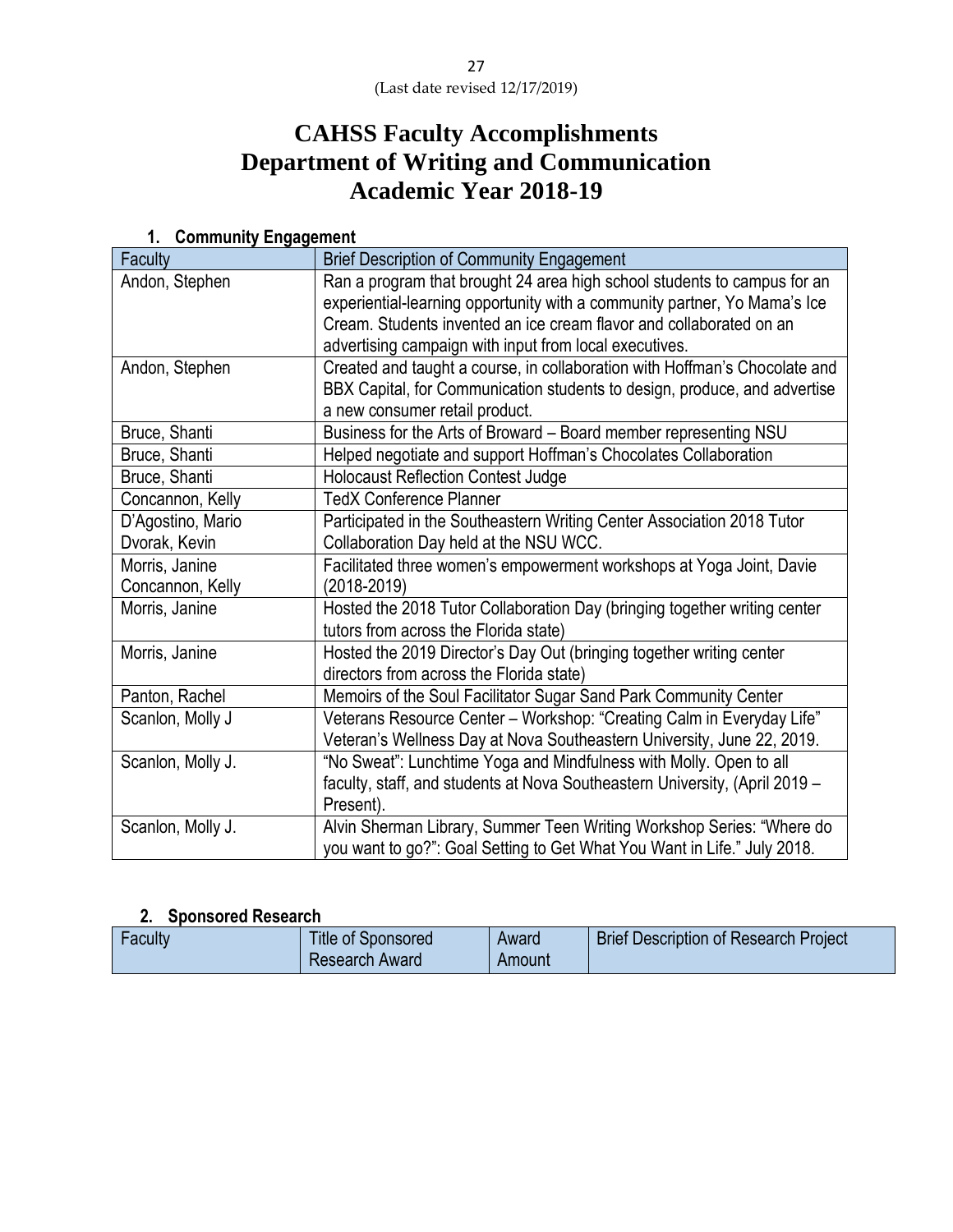# CAHSS Faculty Accomplishments
# Department of Writing and Communication
# Academic Year 2018-19

## 1. Community Engagement

| Faculty | Brief Description of Community Engagement |
|---|---|
| Andon, Stephen | Ran a program that brought 24 area high school students to campus for an experiential-learning opportunity with a community partner, Yo Mama's Ice Cream. Students invented an ice cream flavor and collaborated on an advertising campaign with input from local executives. |
| Andon, Stephen | Created and taught a course, in collaboration with Hoffman's Chocolate and BBX Capital, for Communication students to design, produce, and advertise a new consumer retail product. |
| Bruce, Shanti | Business for the Arts of Broward – Board member representing NSU |
| Bruce, Shanti | Helped negotiate and support Hoffman's Chocolates Collaboration |
| Bruce, Shanti | Holocaust Reflection Contest Judge |
| Concannon, Kelly | TedX Conference Planner |
| D'Agostino, Mario<br>Dvorak, Kevin | Participated in the Southeastern Writing Center Association 2018 Tutor Collaboration Day held at the NSU WCC. |
| Morris, Janine<br>Concannon, Kelly | Facilitated three women's empowerment workshops at Yoga Joint, Davie (2018-2019) |
| Morris, Janine | Hosted the 2018 Tutor Collaboration Day (bringing together writing center tutors from across the Florida state) |
| Morris, Janine | Hosted the 2019 Director's Day Out (bringing together writing center directors from across the Florida state) |
| Panton, Rachel | Memoirs of the Soul Facilitator Sugar Sand Park Community Center |
| Scanlon, Molly J | Veterans Resource Center – Workshop: "Creating Calm in Everyday Life" Veteran's Wellness Day at Nova Southeastern University, June 22, 2019. |
| Scanlon, Molly J. | "No Sweat": Lunchtime Yoga and Mindfulness with Molly. Open to all faculty, staff, and students at Nova Southeastern University, (April 2019 – Present). |
| Scanlon, Molly J. | Alvin Sherman Library, Summer Teen Writing Workshop Series: "Where do you want to go?": Goal Setting to Get What You Want in Life." July 2018. |

## 2. Sponsored Research

| Faculty | Title of Sponsored Research Award | Award Amount | Brief Description of Research Project |
|---|---|---|---|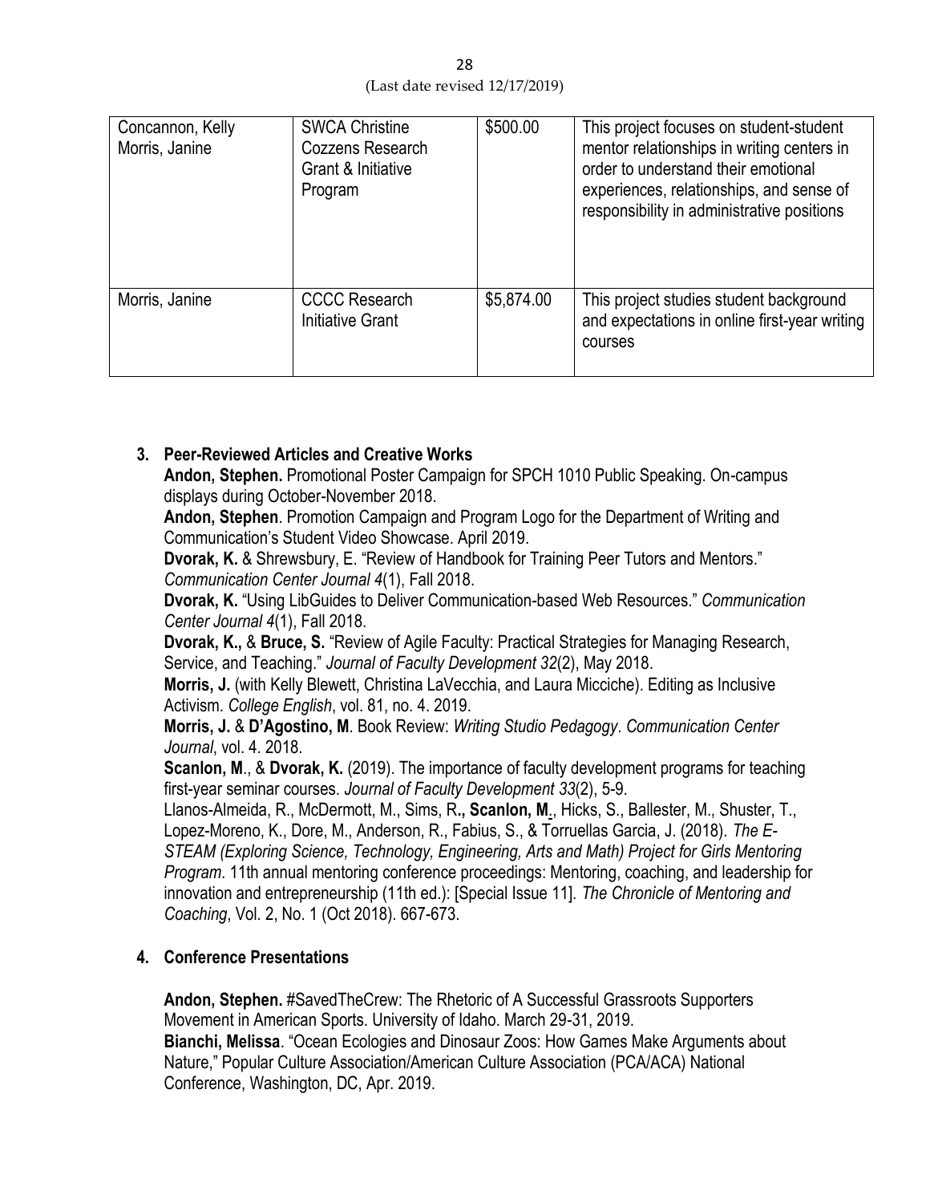| Concannon, Kelly<br>Morris, Janine | SWCA Christine Cozzens Research Grant & Initiative Program | $500.00 | This project focuses on student-student mentor relationships in writing centers in order to understand their emotional experiences, relationships, and sense of responsibility in administrative positions |
|---|---|---|---|
| Morris, Janine | CCCC Research Initiative Grant | $5,874.00 | This project studies student background and expectations in online first-year writing courses |

## 3. Peer-Reviewed Articles and Creative Works

**Andon, Stephen.** Promotional Poster Campaign for SPCH 1010 Public Speaking. On-campus displays during October-November 2018.

**Andon, Stephen**. Promotion Campaign and Program Logo for the Department of Writing and Communication's Student Video Showcase. April 2019.

**Dvorak, K.** & Shrewsbury, E. "Review of Handbook for Training Peer Tutors and Mentors." *Communication Center Journal 4*(1), Fall 2018.

**Dvorak, K.** "Using LibGuides to Deliver Communication-based Web Resources." *Communication Center Journal 4*(1), Fall 2018.

**Dvorak, K.,** & **Bruce, S.** "Review of Agile Faculty: Practical Strategies for Managing Research, Service, and Teaching." *Journal of Faculty Development 32*(2), May 2018.

**Morris, J.** (with Kelly Blewett, Christina LaVecchia, and Laura Micciche). Editing as Inclusive Activism. *College English*, vol. 81, no. 4. 2019.

**Morris, J.** & **D'Agostino, M**. Book Review: *Writing Studio Pedagogy*. *Communication Center Journal*, vol. 4. 2018.

**Scanlon, M**., & **Dvorak, K.** (2019). The importance of faculty development programs for teaching first-year seminar courses. *Journal of Faculty Development 33*(2), 5-9.

Llanos-Almeida, R., McDermott, M., Sims, R**., Scanlon, M**., Hicks, S., Ballester, M., Shuster, T., Lopez-Moreno, K., Dore, M., Anderson, R., Fabius, S., & Torruellas Garcia, J. (2018). *The E-STEAM (Exploring Science, Technology, Engineering, Arts and Math) Project for Girls Mentoring Program*. 11th annual mentoring conference proceedings: Mentoring, coaching, and leadership for innovation and entrepreneurship (11th ed.): [Special Issue 11]. *The Chronicle of Mentoring and Coaching*, Vol. 2, No. 1 (Oct 2018). 667-673.

## 4. Conference Presentations

**Andon, Stephen.** #SavedTheCrew: The Rhetoric of A Successful Grassroots Supporters Movement in American Sports. University of Idaho. March 29-31, 2019.

**Bianchi, Melissa**. "Ocean Ecologies and Dinosaur Zoos: How Games Make Arguments about Nature," Popular Culture Association/American Culture Association (PCA/ACA) National Conference, Washington, DC, Apr. 2019.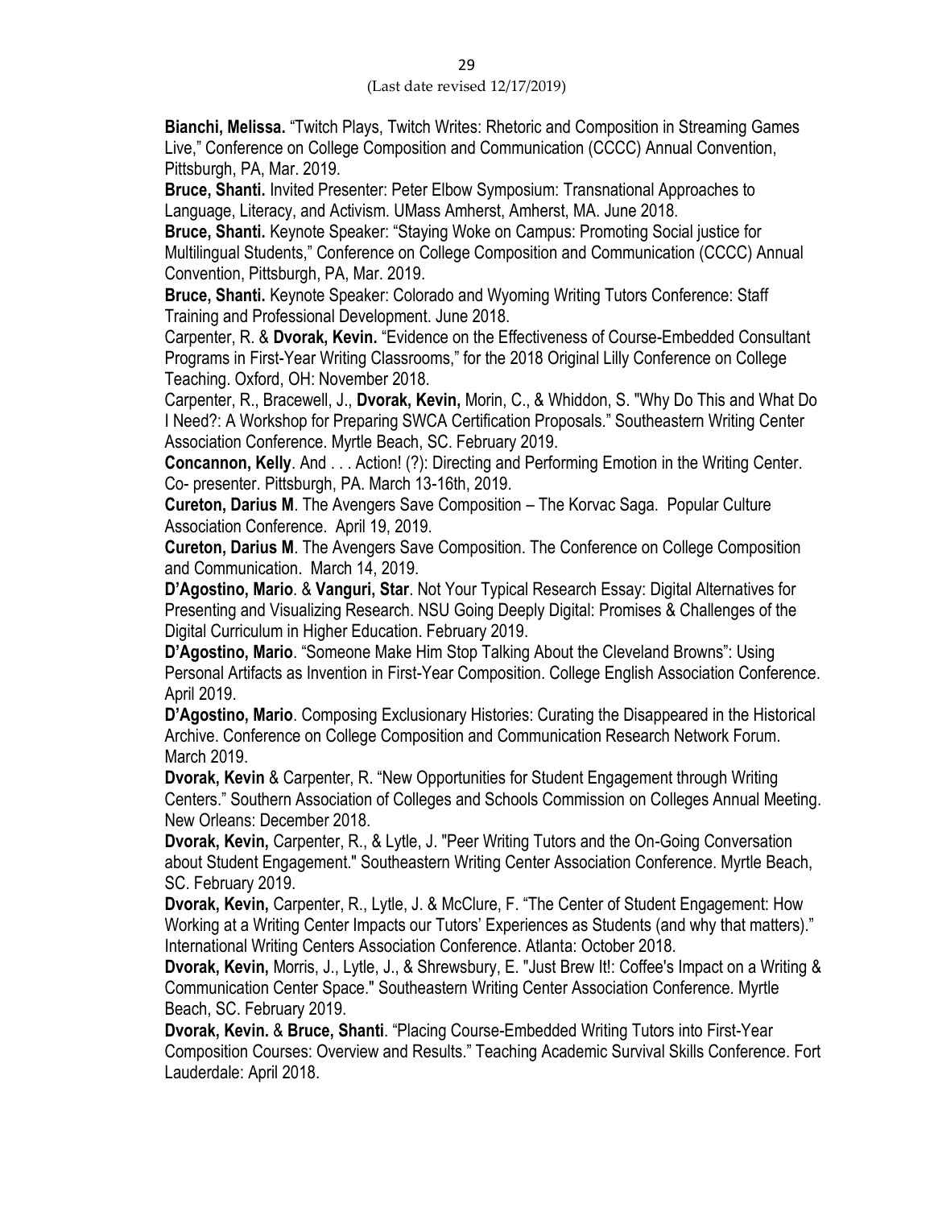**Bianchi, Melissa.** "Twitch Plays, Twitch Writes: Rhetoric and Composition in Streaming Games Live," Conference on College Composition and Communication (CCCC) Annual Convention, Pittsburgh, PA, Mar. 2019.

**Bruce, Shanti.** Invited Presenter: Peter Elbow Symposium: Transnational Approaches to Language, Literacy, and Activism. UMass Amherst, Amherst, MA. June 2018.

**Bruce, Shanti.** Keynote Speaker: "Staying Woke on Campus: Promoting Social justice for Multilingual Students," Conference on College Composition and Communication (CCCC) Annual Convention, Pittsburgh, PA, Mar. 2019.

**Bruce, Shanti.** Keynote Speaker: Colorado and Wyoming Writing Tutors Conference: Staff Training and Professional Development. June 2018.

Carpenter, R. & **Dvorak, Kevin.** "Evidence on the Effectiveness of Course-Embedded Consultant Programs in First-Year Writing Classrooms," for the 2018 Original Lilly Conference on College Teaching. Oxford, OH: November 2018.

Carpenter, R., Bracewell, J., **Dvorak, Kevin,** Morin, C., & Whiddon, S. "Why Do This and What Do I Need?: A Workshop for Preparing SWCA Certification Proposals." Southeastern Writing Center Association Conference. Myrtle Beach, SC. February 2019.

**Concannon, Kelly**. And . . . Action! (?): Directing and Performing Emotion in the Writing Center. Co- presenter. Pittsburgh, PA. March 13-16th, 2019.

**Cureton, Darius M**. The Avengers Save Composition – The Korvac Saga. Popular Culture Association Conference. April 19, 2019.

**Cureton, Darius M**. The Avengers Save Composition. The Conference on College Composition and Communication. March 14, 2019.

**D'Agostino, Mario**. & **Vanguri, Star**. Not Your Typical Research Essay: Digital Alternatives for Presenting and Visualizing Research. NSU Going Deeply Digital: Promises & Challenges of the Digital Curriculum in Higher Education. February 2019.

**D'Agostino, Mario**. "Someone Make Him Stop Talking About the Cleveland Browns": Using Personal Artifacts as Invention in First-Year Composition. College English Association Conference. April 2019.

**D'Agostino, Mario**. Composing Exclusionary Histories: Curating the Disappeared in the Historical Archive. Conference on College Composition and Communication Research Network Forum. March 2019.

**Dvorak, Kevin** & Carpenter, R. "New Opportunities for Student Engagement through Writing Centers." Southern Association of Colleges and Schools Commission on Colleges Annual Meeting. New Orleans: December 2018.

**Dvorak, Kevin,** Carpenter, R., & Lytle, J. "Peer Writing Tutors and the On-Going Conversation about Student Engagement." Southeastern Writing Center Association Conference. Myrtle Beach, SC. February 2019.

**Dvorak, Kevin,** Carpenter, R., Lytle, J. & McClure, F. "The Center of Student Engagement: How Working at a Writing Center Impacts our Tutors' Experiences as Students (and why that matters)." International Writing Centers Association Conference. Atlanta: October 2018.

**Dvorak, Kevin,** Morris, J., Lytle, J., & Shrewsbury, E. "Just Brew It!: Coffee's Impact on a Writing & Communication Center Space." Southeastern Writing Center Association Conference. Myrtle Beach, SC. February 2019.

**Dvorak, Kevin.** & **Bruce, Shanti**. "Placing Course-Embedded Writing Tutors into First-Year Composition Courses: Overview and Results." Teaching Academic Survival Skills Conference. Fort Lauderdale: April 2018.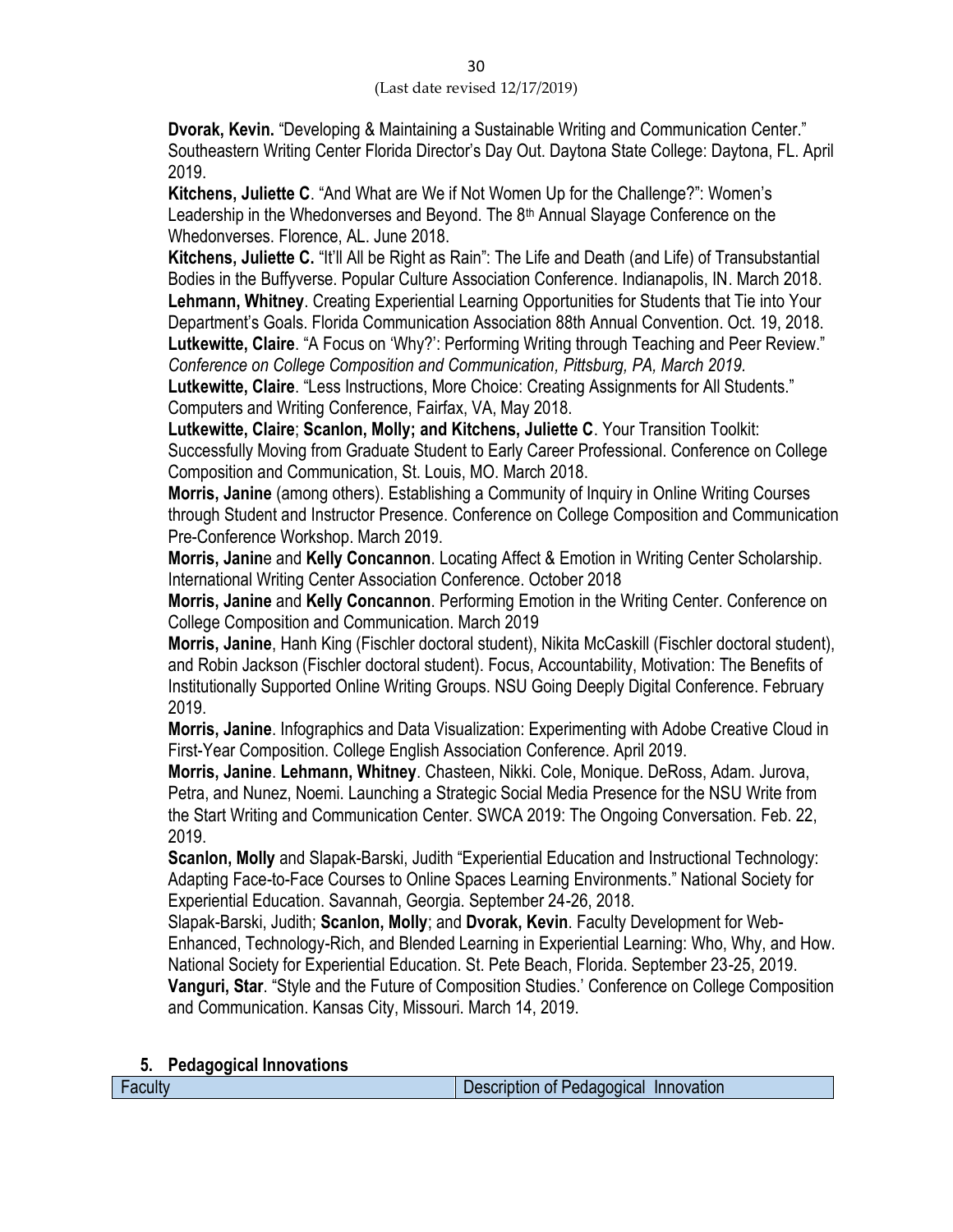**Dvorak, Kevin.** "Developing & Maintaining a Sustainable Writing and Communication Center." Southeastern Writing Center Florida Director's Day Out. Daytona State College: Daytona, FL. April 2019.

**Kitchens, Juliette C**. "And What are We if Not Women Up for the Challenge?": Women's Leadership in the Whedonverses and Beyond. The 8th Annual Slayage Conference on the Whedonverses. Florence, AL. June 2018.

**Kitchens, Juliette C.** "It'll All be Right as Rain": The Life and Death (and Life) of Transubstantial Bodies in the Buffyverse. Popular Culture Association Conference. Indianapolis, IN. March 2018.

**Lehmann, Whitney**. Creating Experiential Learning Opportunities for Students that Tie into Your Department's Goals. Florida Communication Association 88th Annual Convention. Oct. 19, 2018.

**Lutkewitte, Claire**. "A Focus on 'Why?': Performing Writing through Teaching and Peer Review." *Conference on College Composition and Communication, Pittsburg, PA, March 2019.*

**Lutkewitte, Claire**. "Less Instructions, More Choice: Creating Assignments for All Students." Computers and Writing Conference, Fairfax, VA, May 2018.

**Lutkewitte, Claire**; **Scanlon, Molly; and Kitchens, Juliette C**. Your Transition Toolkit: Successfully Moving from Graduate Student to Early Career Professional. Conference on College Composition and Communication, St. Louis, MO. March 2018.

**Morris, Janine** (among others). Establishing a Community of Inquiry in Online Writing Courses through Student and Instructor Presence. Conference on College Composition and Communication Pre-Conference Workshop. March 2019.

**Morris, Janin**e and **Kelly Concannon**. Locating Affect & Emotion in Writing Center Scholarship. International Writing Center Association Conference. October 2018

**Morris, Janine** and **Kelly Concannon**. Performing Emotion in the Writing Center. Conference on College Composition and Communication. March 2019

**Morris, Janine**, Hanh King (Fischler doctoral student), Nikita McCaskill (Fischler doctoral student), and Robin Jackson (Fischler doctoral student). Focus, Accountability, Motivation: The Benefits of Institutionally Supported Online Writing Groups. NSU Going Deeply Digital Conference. February 2019.

**Morris, Janine**. Infographics and Data Visualization: Experimenting with Adobe Creative Cloud in First-Year Composition. College English Association Conference. April 2019.

**Morris, Janine**. **Lehmann, Whitney**. Chasteen, Nikki. Cole, Monique. DeRoss, Adam. Jurova, Petra, and Nunez, Noemi. Launching a Strategic Social Media Presence for the NSU Write from the Start Writing and Communication Center. SWCA 2019: The Ongoing Conversation. Feb. 22, 2019.

**Scanlon, Molly** and Slapak-Barski, Judith "Experiential Education and Instructional Technology: Adapting Face-to-Face Courses to Online Spaces Learning Environments." National Society for Experiential Education. Savannah, Georgia. September 24-26, 2018.

Slapak-Barski, Judith; **Scanlon, Molly**; and **Dvorak, Kevin**. Faculty Development for Web-Enhanced, Technology-Rich, and Blended Learning in Experiential Learning: Who, Why, and How. National Society for Experiential Education. St. Pete Beach, Florida. September 23-25, 2019.

**Vanguri, Star**. "Style and the Future of Composition Studies.' Conference on College Composition and Communication. Kansas City, Missouri. March 14, 2019.

## 5. Pedagogical Innovations

| Faculty | Description of Pedagogical Innovation |
|---|---|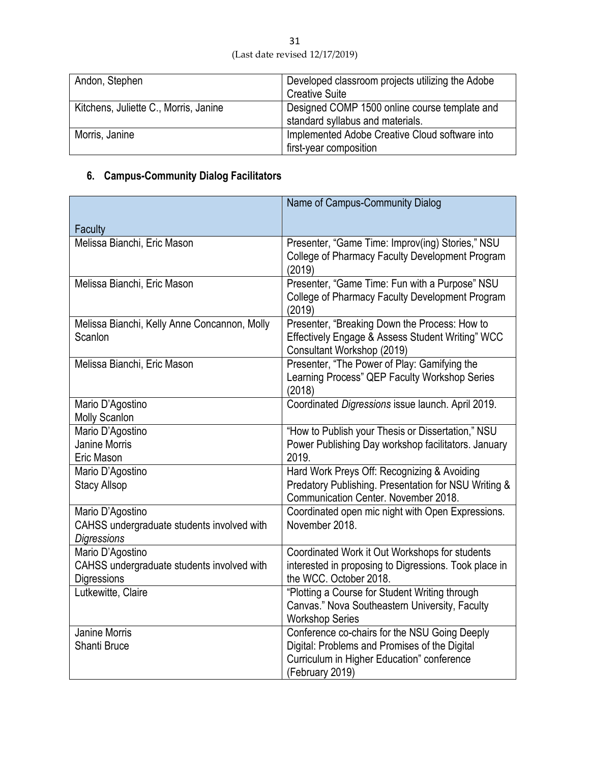| Andon, Stephen | Developed classroom projects utilizing the Adobe Creative Suite |
| --- | --- |
| Kitchens, Juliette C., Morris, Janine | Designed COMP 1500 online course template and standard syllabus and materials. |
| Morris, Janine | Implemented Adobe Creative Cloud software into first-year composition |

## 6. Campus-Community Dialog Facilitators

| Faculty | Name of Campus-Community Dialog |
| --- | --- |
| Melissa Bianchi, Eric Mason | Presenter, "Game Time: Improv(ing) Stories," NSU College of Pharmacy Faculty Development Program (2019) |
| Melissa Bianchi, Eric Mason | Presenter, "Game Time: Fun with a Purpose" NSU College of Pharmacy Faculty Development Program (2019) |
| Melissa Bianchi, Kelly Anne Concannon, Molly Scanlon | Presenter, "Breaking Down the Process: How to Effectively Engage & Assess Student Writing" WCC Consultant Workshop (2019) |
| Melissa Bianchi, Eric Mason | Presenter, "The Power of Play: Gamifying the Learning Process" QEP Faculty Workshop Series (2018) |
| Mario D'Agostino<br>Molly Scanlon | Coordinated *Digressions* issue launch. April 2019. |
| Mario D'Agostino<br>Janine Morris<br>Eric Mason | "How to Publish your Thesis or Dissertation," NSU Power Publishing Day workshop facilitators. January 2019. |
| Mario D'Agostino<br>Stacy Allsop | Hard Work Preys Off: Recognizing & Avoiding Predatory Publishing. Presentation for NSU Writing & Communication Center. November 2018. |
| Mario D'Agostino<br>CAHSS undergraduate students involved with *Digressions* | Coordinated open mic night with Open Expressions. November 2018. |
| Mario D'Agostino<br>CAHSS undergraduate students involved with Digressions | Coordinated Work it Out Workshops for students interested in proposing to Digressions. Took place in the WCC. October 2018. |
| Lutkewitte, Claire | "Plotting a Course for Student Writing through Canvas." Nova Southeastern University, Faculty Workshop Series |
| Janine Morris<br>Shanti Bruce | Conference co-chairs for the NSU Going Deeply Digital: Problems and Promises of the Digital Curriculum in Higher Education" conference (February 2019) |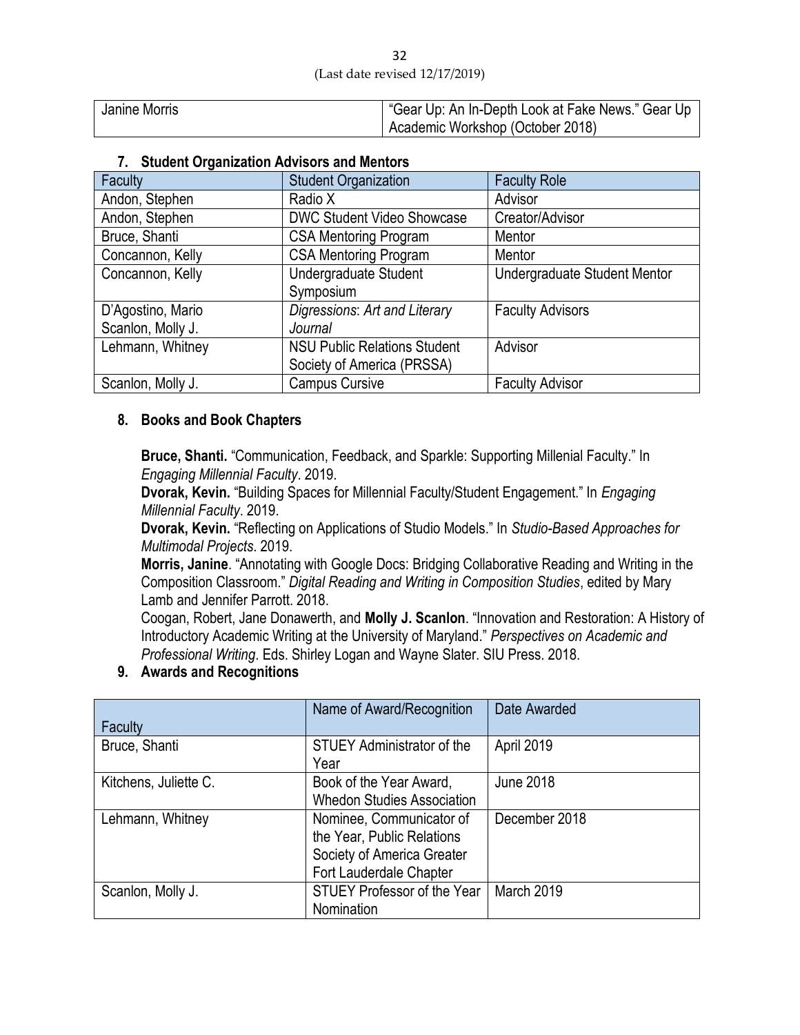| Janine Morris | "Gear Up: An In-Depth Look at Fake News." Gear Up Academic Workshop (October 2018) |
|---|---|

## 7. Student Organization Advisors and Mentors

| Faculty | Student Organization | Faculty Role |
|---|---|---|
| Andon, Stephen | Radio X | Advisor |
| Andon, Stephen | DWC Student Video Showcase | Creator/Advisor |
| Bruce, Shanti | CSA Mentoring Program | Mentor |
| Concannon, Kelly | CSA Mentoring Program | Mentor |
| Concannon, Kelly | Undergraduate Student Symposium | Undergraduate Student Mentor |
| D'Agostino, Mario<br>Scanlon, Molly J. | *Digressions*: *Art and Literary Journal* | Faculty Advisors |
| Lehmann, Whitney | NSU Public Relations Student Society of America (PRSSA) | Advisor |
| Scanlon, Molly J. | Campus Cursive | Faculty Advisor |

## 8. Books and Book Chapters

**Bruce, Shanti.** "Communication, Feedback, and Sparkle: Supporting Millenial Faculty." In *Engaging Millennial Faculty*. 2019.
**Dvorak, Kevin.** "Building Spaces for Millennial Faculty/Student Engagement." In *Engaging Millennial Faculty*. 2019.
**Dvorak, Kevin.** "Reflecting on Applications of Studio Models." In *Studio-Based Approaches for Multimodal Projects*. 2019.
**Morris, Janine**. "Annotating with Google Docs: Bridging Collaborative Reading and Writing in the Composition Classroom." *Digital Reading and Writing in Composition Studies*, edited by Mary Lamb and Jennifer Parrott. 2018.
Coogan, Robert, Jane Donawerth, and **Molly J. Scanlon**. "Innovation and Restoration: A History of Introductory Academic Writing at the University of Maryland." *Perspectives on Academic and Professional Writing*. Eds. Shirley Logan and Wayne Slater. SIU Press. 2018.

## 9. Awards and Recognitions

| Faculty | Name of Award/Recognition | Date Awarded |
|---|---|---|
| Bruce, Shanti | STUEY Administrator of the Year | April 2019 |
| Kitchens, Juliette C. | Book of the Year Award, Whedon Studies Association | June 2018 |
| Lehmann, Whitney | Nominee, Communicator of the Year, Public Relations Society of America Greater Fort Lauderdale Chapter | December 2018 |
| Scanlon, Molly J. | STUEY Professor of the Year Nomination | March 2019 |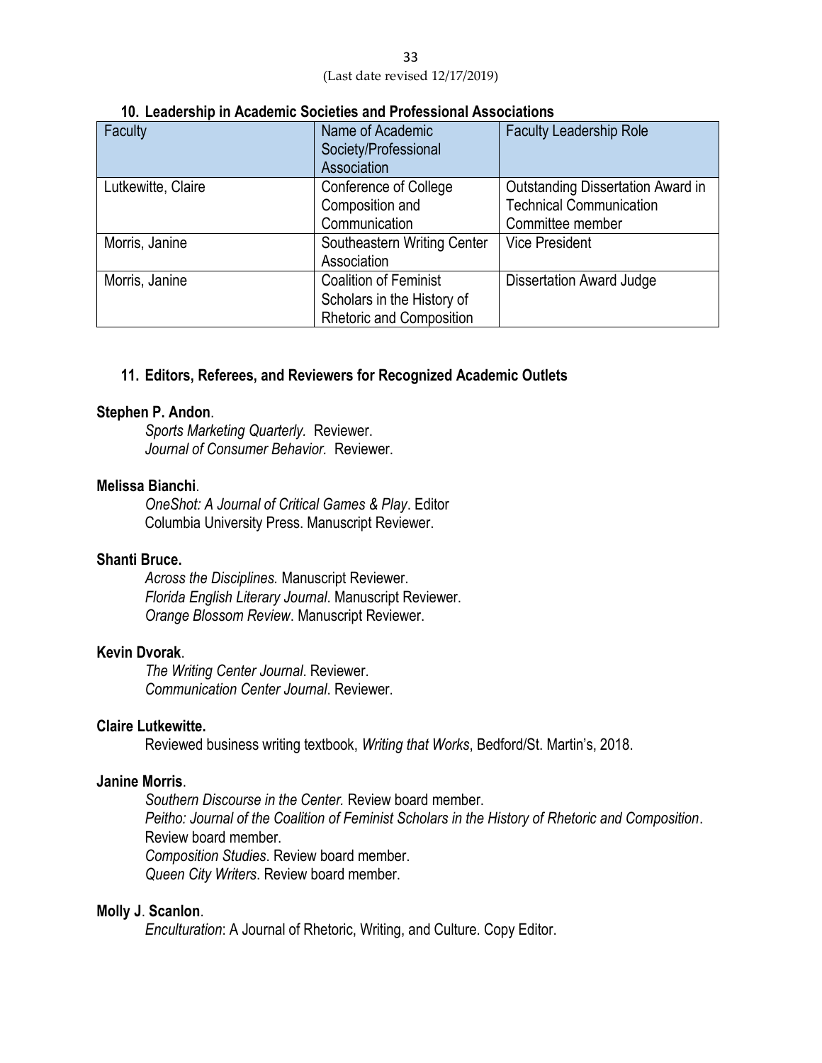## 10. Leadership in Academic Societies and Professional Associations

| Faculty | Name of Academic Society/Professional Association | Faculty Leadership Role |
|---|---|---|
| Lutkewitte, Claire | Conference of College Composition and Communication | Outstanding Dissertation Award in Technical Communication Committee member |
| Morris, Janine | Southeastern Writing Center Association | Vice President |
| Morris, Janine | Coalition of Feminist Scholars in the History of Rhetoric and Composition | Dissertation Award Judge |

## 11. Editors, Referees, and Reviewers for Recognized Academic Outlets

**Stephen P. Andon**.

*Sports Marketing Quarterly.* Reviewer.
*Journal of Consumer Behavior.* Reviewer.

**Melissa Bianchi**.

*OneShot: A Journal of Critical Games & Play*. Editor
Columbia University Press. Manuscript Reviewer.

**Shanti Bruce.**

*Across the Disciplines.* Manuscript Reviewer.
*Florida English Literary Journal*. Manuscript Reviewer.
*Orange Blossom Review*. Manuscript Reviewer.

**Kevin Dvorak**.

*The Writing Center Journal*. Reviewer.
*Communication Center Journal*. Reviewer.

**Claire Lutkewitte.**

Reviewed business writing textbook, *Writing that Works*, Bedford/St. Martin's, 2018.

**Janine Morris**.

*Southern Discourse in the Center.* Review board member.
*Peitho: Journal of the Coalition of Feminist Scholars in the History of Rhetoric and Composition*. Review board member.
*Composition Studies*. Review board member.
*Queen City Writers*. Review board member.

**Molly J**. **Scanlon**.

*Enculturation*: A Journal of Rhetoric, Writing, and Culture. Copy Editor.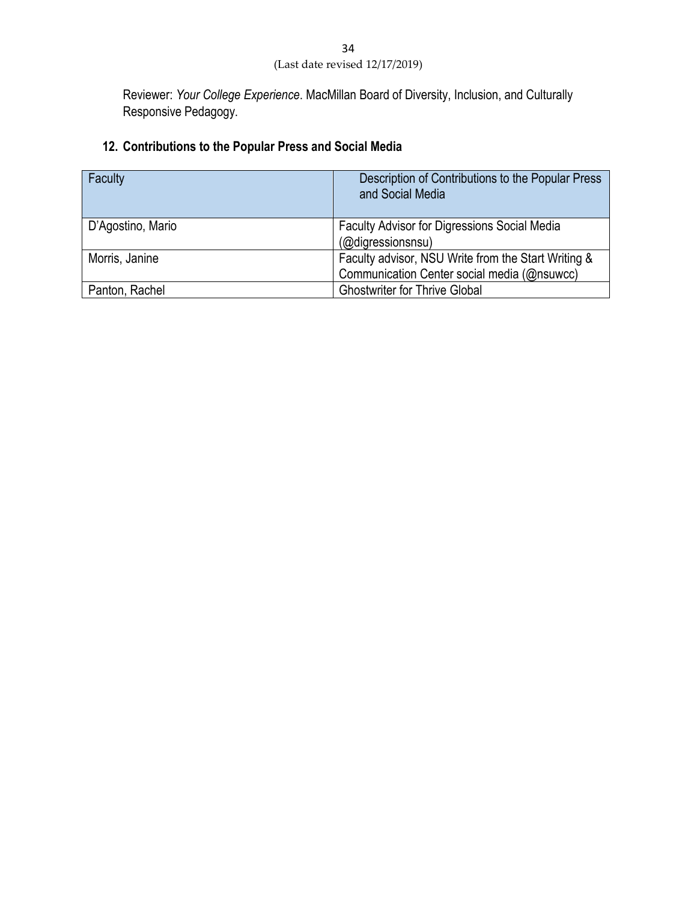Reviewer: *Your College Experience*. MacMillan Board of Diversity, Inclusion, and Culturally Responsive Pedagogy.

## 12. Contributions to the Popular Press and Social Media

| Faculty | Description of Contributions to the Popular Press and Social Media |
|---|---|
| D'Agostino, Mario | Faculty Advisor for Digressions Social Media (@digressionsnsu) |
| Morris, Janine | Faculty advisor, NSU Write from the Start Writing & Communication Center social media (@nsuwcc) |
| Panton, Rachel | Ghostwriter for Thrive Global |